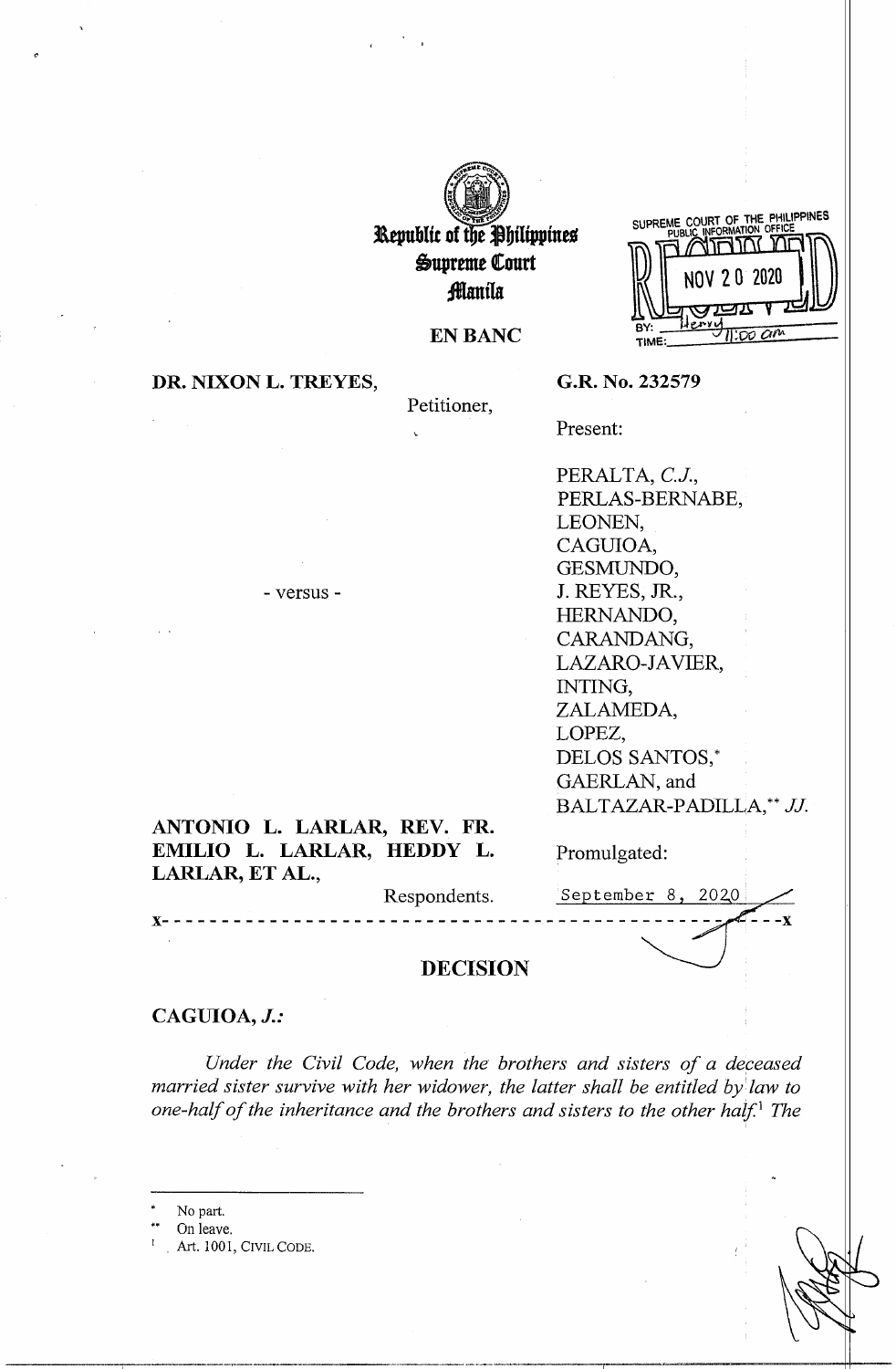Republic of the Philippines
Supreme Court
Manila

**EN BANC**

SUPREME COURT OF THE PHILIPPINES
PUBLIC INFORMATION OFFICE
RECEIVED
NOV 20 2020
BY: Henry
TIME: 11:00 am

**DR. NIXON L. TREYES,**
Petitioner,

- versus -

**ANTONIO L. LARLAR, REV. FR. EMILIO L. LARLAR, HEDDY L. LARLAR, ET AL.,**
Respondents.

**G.R. No. 232579**

Present:

PERALTA, *C.J.*,
PERLAS-BERNABE,
LEONEN,
CAGUIOA,
GESMUNDO,
J. REYES, JR.,
HERNANDO,
CARANDANG,
LAZARO-JAVIER,
INTING,
ZALAMEDA,
LOPEZ,
DELOS SANTOS,*
GAERLAN, and
BALTAZAR-PADILLA,** *JJ.*

Promulgated:

September 8, 2020

x- - - - - - - - - - - - - - - - - - - - - - - - - - - - - - - - - - - - - - - - - - - - - - -x

## DECISION

**CAGUIOA, *J.*:**

*Under the Civil Code, when the brothers and sisters of a deceased married sister survive with her widower, the latter shall be entitled by law to one-half of the inheritance and the brothers and sisters to the other half.*[1] *The*

---

\* No part.

\*\* On leave.

[1] Art. 1001, CIVIL CODE.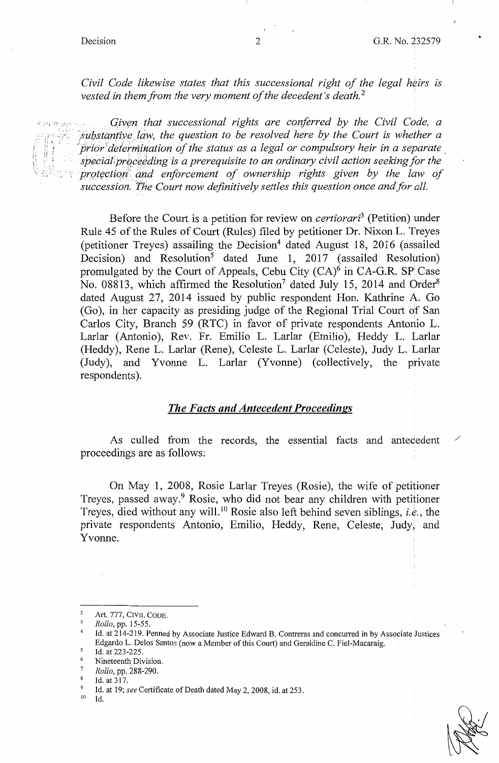*Civil Code likewise states that this successional right of the legal heirs is vested in them from the very moment of the decedent's death.*[2]

*Given that successional rights are conferred by the Civil Code, a substantive law, the question to be resolved here by the Court is whether a prior determination of the status as a legal or compulsory heir in a separate special proceeding is a prerequisite to an ordinary civil action seeking for the protection and enforcement of ownership rights given by the law of succession. The Court now definitively settles this question once and for all.*

Before the Court is a petition for review on *certiorari*[3] (Petition) under Rule 45 of the Rules of Court (Rules) filed by petitioner Dr. Nixon L. Treyes (petitioner Treyes) assailing the Decision[4] dated August 18, 2016 (assailed Decision) and Resolution[5] dated June 1, 2017 (assailed Resolution) promulgated by the Court of Appeals, Cebu City (CA)[6] in CA-G.R. SP Case No. 08813, which affirmed the Resolution[7] dated July 15, 2014 and Order[8] dated August 27, 2014 issued by public respondent Hon. Kathrine A. Go (Go), in her capacity as presiding judge of the Regional Trial Court of San Carlos City, Branch 59 (RTC) in favor of private respondents Antonio L. Larlar (Antonio), Rev. Fr. Emilio L. Larlar (Emilio), Heddy L. Larlar (Heddy), Rene L. Larlar (Rene), Celeste L. Larlar (Celeste), Judy L. Larlar (Judy), and Yvonne L. Larlar (Yvonne) (collectively, the private respondents).

## *The Facts and Antecedent Proceedings*

As culled from the records, the essential facts and antecedent proceedings are as follows:

On May 1, 2008, Rosie Larlar Treyes (Rosie), the wife of petitioner Treyes, passed away.[9] Rosie, who did not bear any children with petitioner Treyes, died without any will.[10] Rosie also left behind seven siblings, *i.e.*, the private respondents Antonio, Emilio, Heddy, Rene, Celeste, Judy, and Yvonne.

---

[2] Art. 777, CIVIL CODE.

[3] *Rollo*, pp. 15-55.

[4] Id. at 214-219. Penned by Associate Justice Edward B. Contreras and concurred in by Associate Justices Edgardo L. Delos Santos (now a Member of this Court) and Geraldine C. Fiel-Macaraig.

[5] Id. at 223-225.

[6] Nineteenth Division.

[7] *Rollo*, pp. 288-290.

[8] Id. at 317.

[9] Id. at 19; *see* Certificate of Death dated May 2, 2008, id. at 253.

[10] Id.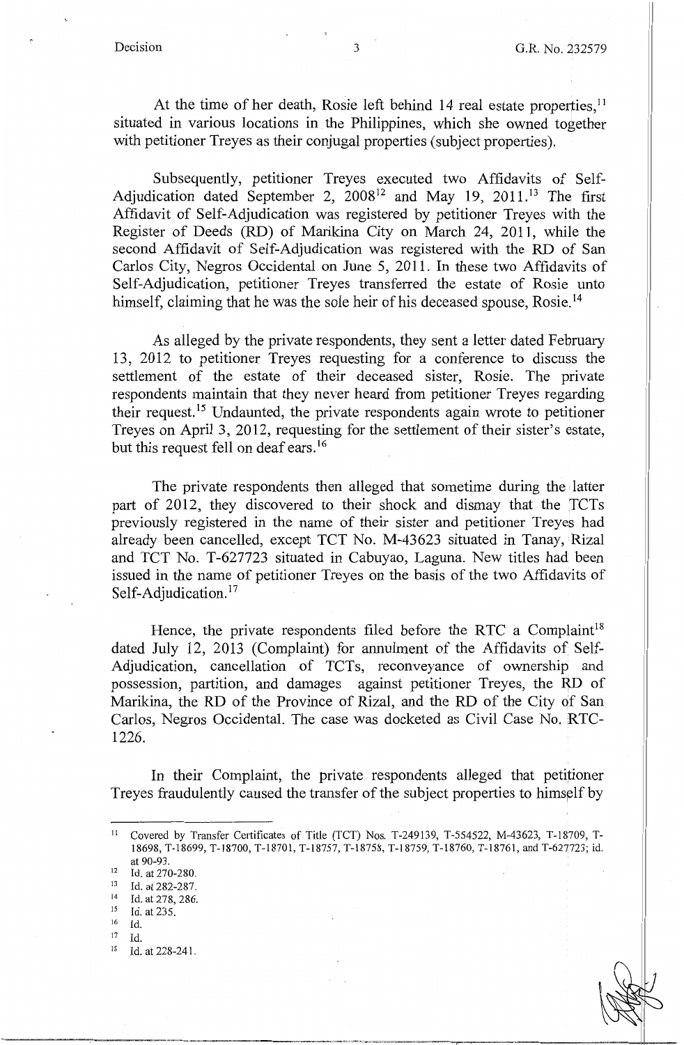At the time of her death, Rosie left behind 14 real estate properties,[11] situated in various locations in the Philippines, which she owned together with petitioner Treyes as their conjugal properties (subject properties).

Subsequently, petitioner Treyes executed two Affidavits of Self-Adjudication dated September 2, 2008[12] and May 19, 2011.[13] The first Affidavit of Self-Adjudication was registered by petitioner Treyes with the Register of Deeds (RD) of Marikina City on March 24, 2011, while the second Affidavit of Self-Adjudication was registered with the RD of San Carlos City, Negros Occidental on June 5, 2011. In these two Affidavits of Self-Adjudication, petitioner Treyes transferred the estate of Rosie unto himself, claiming that he was the sole heir of his deceased spouse, Rosie.[14]

As alleged by the private respondents, they sent a letter dated February 13, 2012 to petitioner Treyes requesting for a conference to discuss the settlement of the estate of their deceased sister, Rosie. The private respondents maintain that they never heard from petitioner Treyes regarding their request.[15] Undaunted, the private respondents again wrote to petitioner Treyes on April 3, 2012, requesting for the settlement of their sister's estate, but this request fell on deaf ears.[16]

The private respondents then alleged that sometime during the latter part of 2012, they discovered to their shock and dismay that the TCTs previously registered in the name of their sister and petitioner Treyes had already been cancelled, except TCT No. M-43623 situated in Tanay, Rizal and TCT No. T-627723 situated in Cabuyao, Laguna. New titles had been issued in the name of petitioner Treyes on the basis of the two Affidavits of Self-Adjudication.[17]

Hence, the private respondents filed before the RTC a Complaint[18] dated July 12, 2013 (Complaint) for annulment of the Affidavits of Self-Adjudication, cancellation of TCTs, reconveyance of ownership and possession, partition, and damages against petitioner Treyes, the RD of Marikina, the RD of the Province of Rizal, and the RD of the City of San Carlos, Negros Occidental. The case was docketed as Civil Case No. RTC-1226.

In their Complaint, the private respondents alleged that petitioner Treyes fraudulently caused the transfer of the subject properties to himself by

---

[11] Covered by Transfer Certificates of Title (TCT) Nos. T-249139, T-554522, M-43623, T-18709, T-18698, T-18699, T-18700, T-18701, T-18757, T-18758, T-18759, T-18760, T-18761, and T-627723; id. at 90-93.

[12] Id. at 270-280.

[13] Id. at 282-287.

[14] Id. at 278, 286.

[15] Id. at 235.

[16] Id.

[17] Id.

[18] Id. at 228-241.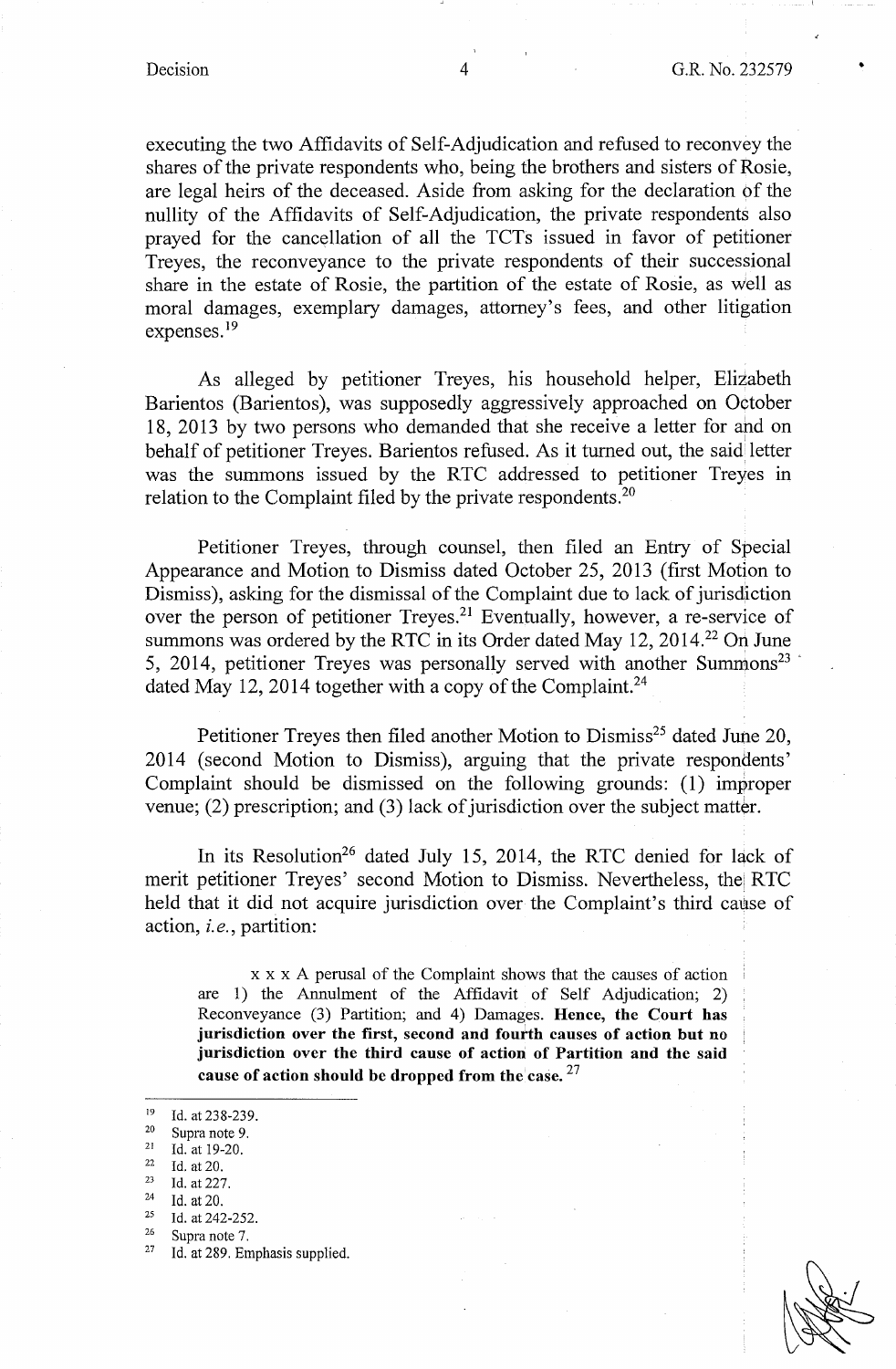executing the two Affidavits of Self-Adjudication and refused to reconvey the shares of the private respondents who, being the brothers and sisters of Rosie, are legal heirs of the deceased. Aside from asking for the declaration of the nullity of the Affidavits of Self-Adjudication, the private respondents also prayed for the cancellation of all the TCTs issued in favor of petitioner Treyes, the reconveyance to the private respondents of their successional share in the estate of Rosie, the partition of the estate of Rosie, as well as moral damages, exemplary damages, attorney's fees, and other litigation expenses.[19]

As alleged by petitioner Treyes, his household helper, Elizabeth Barientos (Barientos), was supposedly aggressively approached on October 18, 2013 by two persons who demanded that she receive a letter for and on behalf of petitioner Treyes. Barientos refused. As it turned out, the said letter was the summons issued by the RTC addressed to petitioner Treyes in relation to the Complaint filed by the private respondents.[20]

Petitioner Treyes, through counsel, then filed an Entry of Special Appearance and Motion to Dismiss dated October 25, 2013 (first Motion to Dismiss), asking for the dismissal of the Complaint due to lack of jurisdiction over the person of petitioner Treyes.[21] Eventually, however, a re-service of summons was ordered by the RTC in its Order dated May 12, 2014.[22] On June 5, 2014, petitioner Treyes was personally served with another Summons[23] dated May 12, 2014 together with a copy of the Complaint.[24]

Petitioner Treyes then filed another Motion to Dismiss[25] dated June 20, 2014 (second Motion to Dismiss), arguing that the private respondents' Complaint should be dismissed on the following grounds: (1) improper venue; (2) prescription; and (3) lack of jurisdiction over the subject matter.

In its Resolution[26] dated July 15, 2014, the RTC denied for lack of merit petitioner Treyes' second Motion to Dismiss. Nevertheless, the RTC held that it did not acquire jurisdiction over the Complaint's third cause of action, *i.e.*, partition:

> x x x A perusal of the Complaint shows that the causes of action are 1) the Annulment of the Affidavit of Self Adjudication; 2) Reconveyance (3) Partition; and 4) Damages. **Hence, the Court has jurisdiction over the first, second and fourth causes of action but no jurisdiction over the third cause of action of Partition and the said cause of action should be dropped from the case.** [27]

---

[19] Id. at 238-239.
[20] Supra note 9.
[21] Id. at 19-20.
[22] Id. at 20.
[23] Id. at 227.
[24] Id. at 20.
[25] Id. at 242-252.
[26] Supra note 7.
[27] Id. at 289. Emphasis supplied.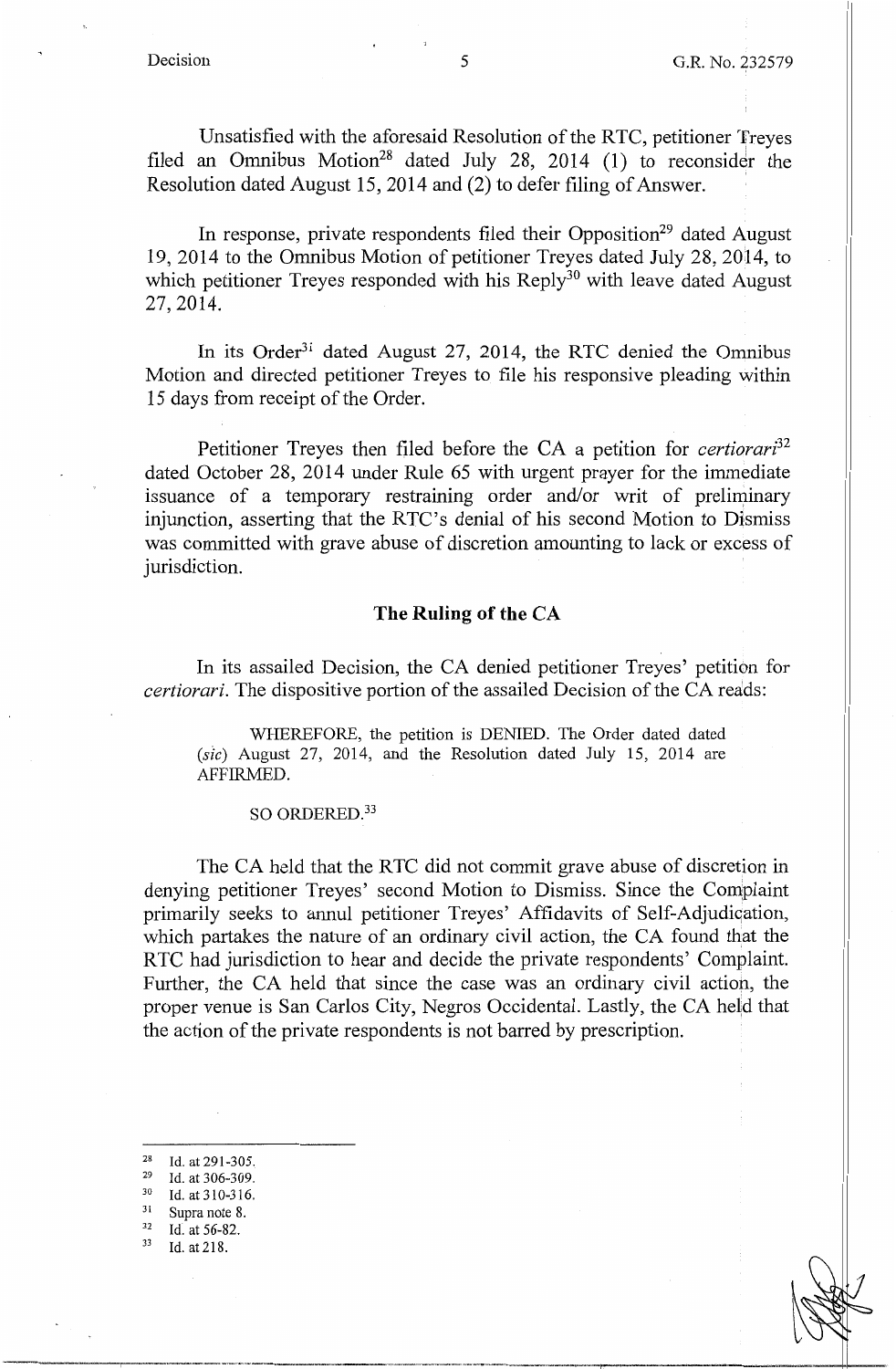Unsatisfied with the aforesaid Resolution of the RTC, petitioner Treyes filed an Omnibus Motion[28] dated July 28, 2014 (1) to reconsider the Resolution dated August 15, 2014 and (2) to defer filing of Answer.

In response, private respondents filed their Opposition[29] dated August 19, 2014 to the Omnibus Motion of petitioner Treyes dated July 28, 2014, to which petitioner Treyes responded with his Reply[30] with leave dated August 27, 2014.

In its Order[31] dated August 27, 2014, the RTC denied the Omnibus Motion and directed petitioner Treyes to file his responsive pleading within 15 days from receipt of the Order.

Petitioner Treyes then filed before the CA a petition for *certiorari*[32] dated October 28, 2014 under Rule 65 with urgent prayer for the immediate issuance of a temporary restraining order and/or writ of preliminary injunction, asserting that the RTC's denial of his second Motion to Dismiss was committed with grave abuse of discretion amounting to lack or excess of jurisdiction.

## The Ruling of the CA

In its assailed Decision, the CA denied petitioner Treyes' petition for *certiorari*. The dispositive portion of the assailed Decision of the CA reads:

> WHEREFORE, the petition is DENIED. The Order dated dated (*sic*) August 27, 2014, and the Resolution dated July 15, 2014 are AFFIRMED.
>
> SO ORDERED.[33]

The CA held that the RTC did not commit grave abuse of discretion in denying petitioner Treyes' second Motion to Dismiss. Since the Complaint primarily seeks to annul petitioner Treyes' Affidavits of Self-Adjudication, which partakes the nature of an ordinary civil action, the CA found that the RTC had jurisdiction to hear and decide the private respondents' Complaint. Further, the CA held that since the case was an ordinary civil action, the proper venue is San Carlos City, Negros Occidental. Lastly, the CA held that the action of the private respondents is not barred by prescription.

---

[28] Id. at 291-305.
[29] Id. at 306-309.
[30] Id. at 310-316.
[31] Supra note 8.
[32] Id. at 56-82.
[33] Id. at 218.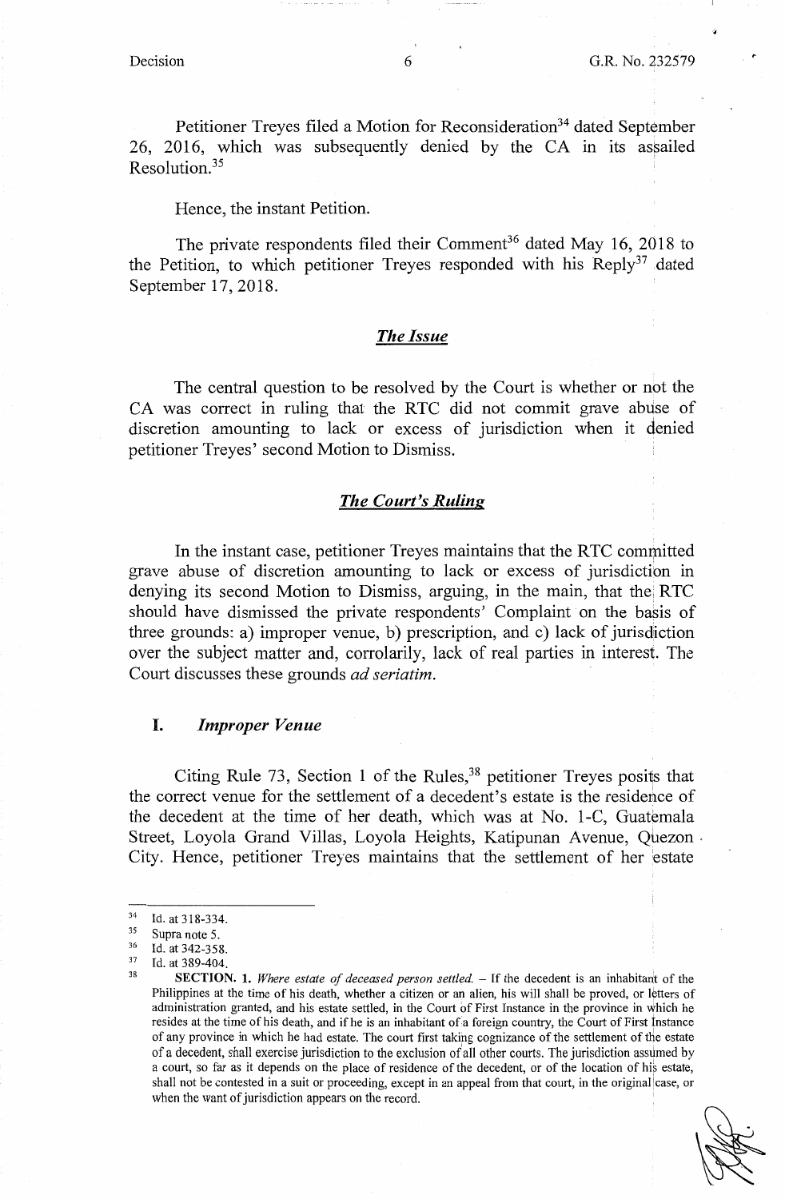Petitioner Treyes filed a Motion for Reconsideration[34] dated September 26, 2016, which was subsequently denied by the CA in its assailed Resolution.[35]

Hence, the instant Petition.

The private respondents filed their Comment[36] dated May 16, 2018 to the Petition, to which petitioner Treyes responded with his Reply[37] dated September 17, 2018.

## *The Issue*

The central question to be resolved by the Court is whether or not the CA was correct in ruling that the RTC did not commit grave abuse of discretion amounting to lack or excess of jurisdiction when it denied petitioner Treyes' second Motion to Dismiss.

## *The Court's Ruling*

In the instant case, petitioner Treyes maintains that the RTC committed grave abuse of discretion amounting to lack or excess of jurisdiction in denying its second Motion to Dismiss, arguing, in the main, that the RTC should have dismissed the private respondents' Complaint on the basis of three grounds: a) improper venue, b) prescription, and c) lack of jurisdiction over the subject matter and, corrolarily, lack of real parties in interest. The Court discusses these grounds *ad seriatim*.

### I. *Improper Venue*

Citing Rule 73, Section 1 of the Rules,[38] petitioner Treyes posits that the correct venue for the settlement of a decedent's estate is the residence of the decedent at the time of her death, which was at No. 1-C, Guatemala Street, Loyola Grand Villas, Loyola Heights, Katipunan Avenue, Quezon City. Hence, petitioner Treyes maintains that the settlement of her estate

---

[34] Id. at 318-334.

[35] Supra note 5.

[36] Id. at 342-358.

[37] Id. at 389-404.

[38] **SECTION. 1.** *Where estate of deceased person settled.* – If the decedent is an inhabitant of the Philippines at the time of his death, whether a citizen or an alien, his will shall be proved, or letters of administration granted, and his estate settled, in the Court of First Instance in the province in which he resides at the time of his death, and if he is an inhabitant of a foreign country, the Court of First Instance of any province in which he had estate. The court first taking cognizance of the settlement of the estate of a decedent, shall exercise jurisdiction to the exclusion of all other courts. The jurisdiction assumed by a court, so far as it depends on the place of residence of the decedent, or of the location of his estate, shall not be contested in a suit or proceeding, except in an appeal from that court, in the original case, or when the want of jurisdiction appears on the record.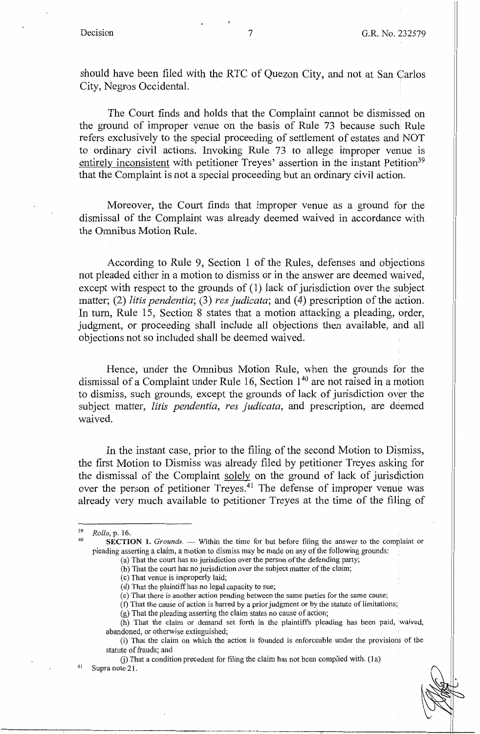should have been filed with the RTC of Quezon City, and not at San Carlos City, Negros Occidental.

The Court finds and holds that the Complaint cannot be dismissed on the ground of improper venue on the basis of Rule 73 because such Rule refers exclusively to the special proceeding of settlement of estates and NOT to ordinary civil actions. Invoking Rule 73 to allege improper venue is entirely inconsistent with petitioner Treyes' assertion in the instant Petition[39] that the Complaint is not a special proceeding but an ordinary civil action.

Moreover, the Court finds that improper venue as a ground for the dismissal of the Complaint was already deemed waived in accordance with the Omnibus Motion Rule.

According to Rule 9, Section 1 of the Rules, defenses and objections not pleaded either in a motion to dismiss or in the answer are deemed waived, except with respect to the grounds of (1) lack of jurisdiction over the subject matter; (2) *litis pendentia*; (3) *res judicata*; and (4) prescription of the action. In turn, Rule 15, Section 8 states that a motion attacking a pleading, order, judgment, or proceeding shall include all objections then available, and all objections not so included shall be deemed waived.

Hence, under the Omnibus Motion Rule, when the grounds for the dismissal of a Complaint under Rule 16, Section 1[40] are not raised in a motion to dismiss, such grounds, except the grounds of lack of jurisdiction over the subject matter, *litis pendentia*, *res judicata*, and prescription, are deemed waived.

In the instant case, prior to the filing of the second Motion to Dismiss, the first Motion to Dismiss was already filed by petitioner Treyes asking for the dismissal of the Complaint solely on the ground of lack of jurisdiction over the person of petitioner Treyes.[41] The defense of improper venue was already very much available to petitioner Treyes at the time of the filing of

---

[39] *Rollo*, p. 16.

[40] **SECTION 1.** *Grounds*. — Within the time for but before filing the answer to the complaint or pleading asserting a claim, a motion to dismiss may be made on any of the following grounds:

(a) That the court has no jurisdiction over the person of the defending party;

(b) That the court has no jurisdiction over the subject matter of the claim;

(c) That venue is improperly laid;

(d) That the plaintiff has no legal capacity to sue;

(e) That there is another action pending between the same parties for the same cause;

(f) That the cause of action is barred by a prior judgment or by the statute of limitations;

(g) That the pleading asserting the claim states no cause of action;

(h) That the claim or demand set forth in the plaintiff's pleading has been paid, waived, abandoned, or otherwise extinguished;

(i) That the claim on which the action is founded is enforceable under the provisions of the statute of frauds; and

(j) That a condition precedent for filing the claim has not been complied with. (1a)

[41] Supra note 21.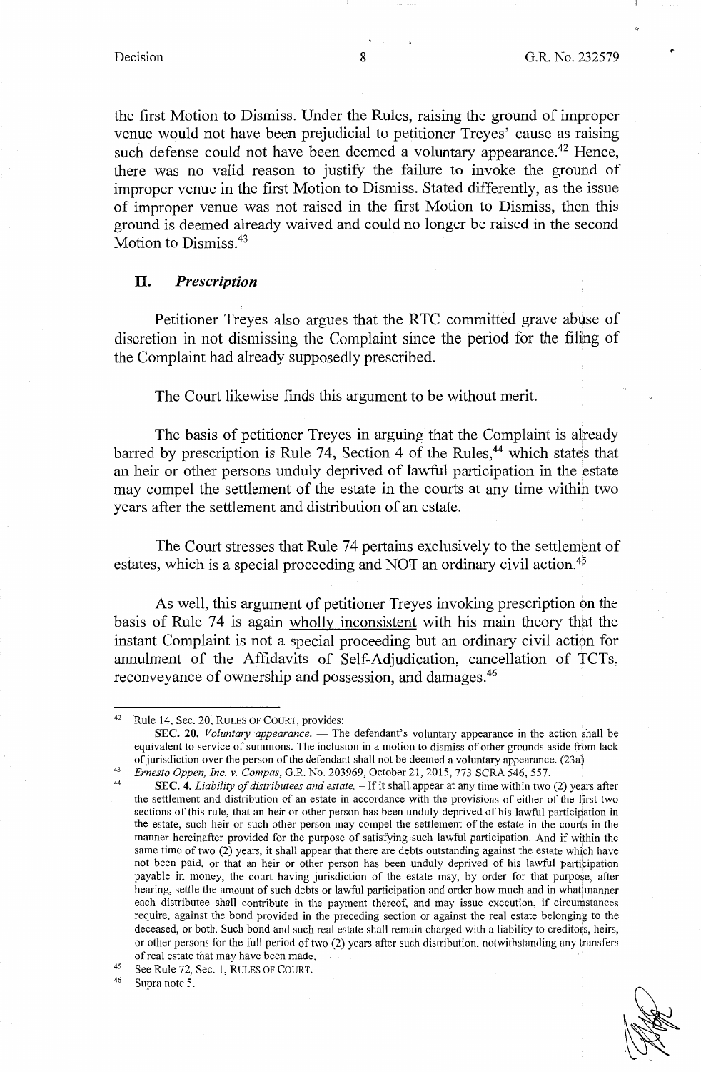the first Motion to Dismiss. Under the Rules, raising the ground of improper venue would not have been prejudicial to petitioner Treyes' cause as raising such defense could not have been deemed a voluntary appearance.[42] Hence, there was no valid reason to justify the failure to invoke the ground of improper venue in the first Motion to Dismiss. Stated differently, as the issue of improper venue was not raised in the first Motion to Dismiss, then this ground is deemed already waived and could no longer be raised in the second Motion to Dismiss.[43]

## II. *Prescription*

Petitioner Treyes also argues that the RTC committed grave abuse of discretion in not dismissing the Complaint since the period for the filing of the Complaint had already supposedly prescribed.

The Court likewise finds this argument to be without merit.

The basis of petitioner Treyes in arguing that the Complaint is already barred by prescription is Rule 74, Section 4 of the Rules,[44] which states that an heir or other persons unduly deprived of lawful participation in the estate may compel the settlement of the estate in the courts at any time within two years after the settlement and distribution of an estate.

The Court stresses that Rule 74 pertains exclusively to the settlement of estates, which is a special proceeding and NOT an ordinary civil action.[45]

As well, this argument of petitioner Treyes invoking prescription on the basis of Rule 74 is again wholly inconsistent with his main theory that the instant Complaint is not a special proceeding but an ordinary civil action for annulment of the Affidavits of Self-Adjudication, cancellation of TCTs, reconveyance of ownership and possession, and damages.[46]

---

[42] Rule 14, Sec. 20, RULES OF COURT, provides:

**SEC. 20.** *Voluntary appearance.* — The defendant's voluntary appearance in the action shall be equivalent to service of summons. The inclusion in a motion to dismiss of other grounds aside from lack of jurisdiction over the person of the defendant shall not be deemed a voluntary appearance. (23a)

[43] *Ernesto Oppen, Inc. v. Compas*, G.R. No. 203969, October 21, 2015, 773 SCRA 546, 557.

[44] **SEC. 4.** *Liability of distributees and estate.* – If it shall appear at any time within two (2) years after the settlement and distribution of an estate in accordance with the provisions of either of the first two sections of this rule, that an heir or other person has been unduly deprived of his lawful participation in the estate, such heir or such other person may compel the settlement of the estate in the courts in the manner hereinafter provided for the purpose of satisfying such lawful participation. And if within the same time of two (2) years, it shall appear that there are debts outstanding against the estate which have not been paid, or that an heir or other person has been unduly deprived of his lawful participation payable in money, the court having jurisdiction of the estate may, by order for that purpose, after hearing, settle the amount of such debts or lawful participation and order how much and in what manner each distributee shall contribute in the payment thereof, and may issue execution, if circumstances require, against the bond provided in the preceding section or against the real estate belonging to the deceased, or both. Such bond and such real estate shall remain charged with a liability to creditors, heirs, or other persons for the full period of two (2) years after such distribution, notwithstanding any transfers of real estate that may have been made.

[45] See Rule 72, Sec. 1, RULES OF COURT.

[46] Supra note 5.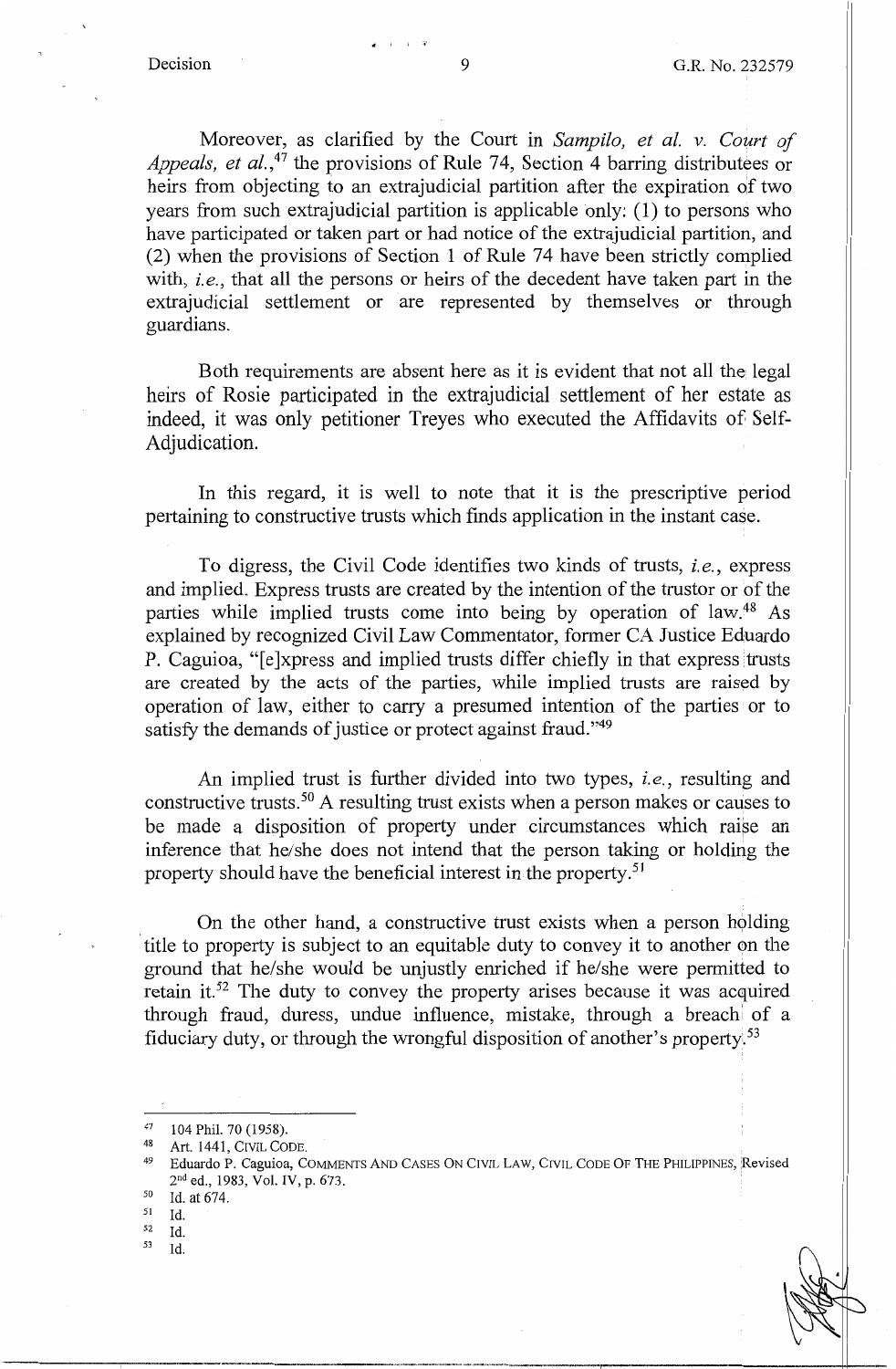Moreover, as clarified by the Court in *Sampilo, et al. v. Court of Appeals, et al.*,[47] the provisions of Rule 74, Section 4 barring distributees or heirs from objecting to an extrajudicial partition after the expiration of two years from such extrajudicial partition is applicable only: (1) to persons who have participated or taken part or had notice of the extrajudicial partition, and (2) when the provisions of Section 1 of Rule 74 have been strictly complied with, *i.e.*, that all the persons or heirs of the decedent have taken part in the extrajudicial settlement or are represented by themselves or through guardians.

Both requirements are absent here as it is evident that not all the legal heirs of Rosie participated in the extrajudicial settlement of her estate as indeed, it was only petitioner Treyes who executed the Affidavits of Self-Adjudication.

In this regard, it is well to note that it is the prescriptive period pertaining to constructive trusts which finds application in the instant case.

To digress, the Civil Code identifies two kinds of trusts, *i.e.*, express and implied. Express trusts are created by the intention of the trustor or of the parties while implied trusts come into being by operation of law.[48] As explained by recognized Civil Law Commentator, former CA Justice Eduardo P. Caguioa, "[e]xpress and implied trusts differ chiefly in that express trusts are created by the acts of the parties, while implied trusts are raised by operation of law, either to carry a presumed intention of the parties or to satisfy the demands of justice or protect against fraud."[49]

An implied trust is further divided into two types, *i.e.*, resulting and constructive trusts.[50] A resulting trust exists when a person makes or causes to be made a disposition of property under circumstances which raise an inference that he/she does not intend that the person taking or holding the property should have the beneficial interest in the property.[51]

On the other hand, a constructive trust exists when a person holding title to property is subject to an equitable duty to convey it to another on the ground that he/she would be unjustly enriched if he/she were permitted to retain it.[52] The duty to convey the property arises because it was acquired through fraud, duress, undue influence, mistake, through a breach of a fiduciary duty, or through the wrongful disposition of another's property.[53]

---

[47] 104 Phil. 70 (1958).

[48] Art. 1441, CIVIL CODE.

[49] Eduardo P. Caguioa, COMMENTS AND CASES ON CIVIL LAW, CIVIL CODE OF THE PHILIPPINES, Revised 2nd ed., 1983, Vol. IV, p. 673.

[50] Id. at 674.

[51] Id.

[52] Id.

[53] Id.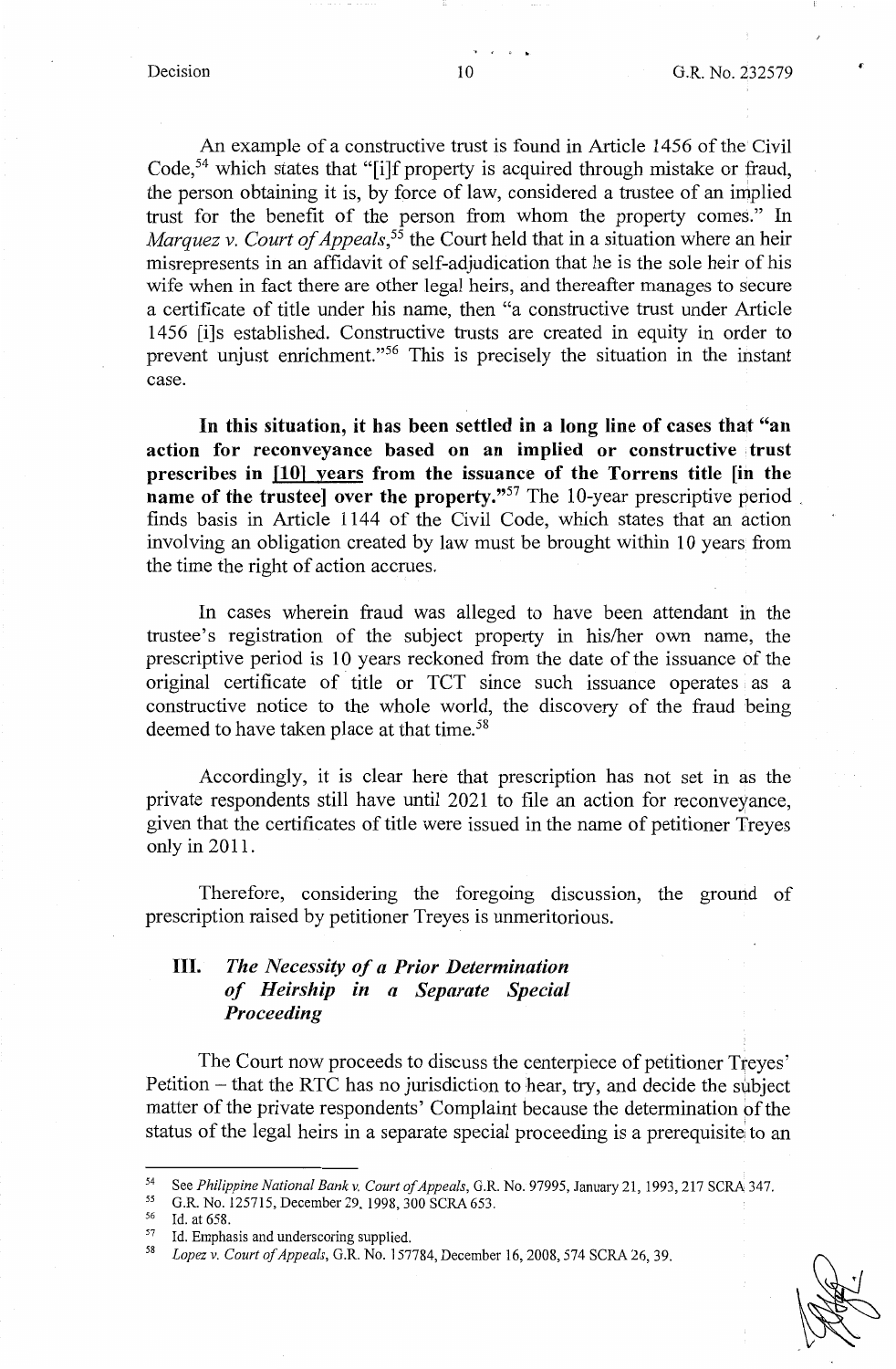An example of a constructive trust is found in Article 1456 of the Civil Code,[54] which states that "[i]f property is acquired through mistake or fraud, the person obtaining it is, by force of law, considered a trustee of an implied trust for the benefit of the person from whom the property comes." In *Marquez v. Court of Appeals*,[55] the Court held that in a situation where an heir misrepresents in an affidavit of self-adjudication that he is the sole heir of his wife when in fact there are other legal heirs, and thereafter manages to secure a certificate of title under his name, then "a constructive trust under Article 1456 [i]s established. Constructive trusts are created in equity in order to prevent unjust enrichment."[56] This is precisely the situation in the instant case.

**In this situation, it has been settled in a long line of cases that "an action for reconveyance based on an implied or constructive trust prescribes in <u>[10] years</u> from the issuance of the Torrens title [in the name of the trustee] over the property."**[57] The 10-year prescriptive period finds basis in Article 1144 of the Civil Code, which states that an action involving an obligation created by law must be brought within 10 years from the time the right of action accrues.

In cases wherein fraud was alleged to have been attendant in the trustee's registration of the subject property in his/her own name, the prescriptive period is 10 years reckoned from the date of the issuance of the original certificate of title or TCT since such issuance operates as a constructive notice to the whole world, the discovery of the fraud being deemed to have taken place at that time.[58]

Accordingly, it is clear here that prescription has not set in as the private respondents still have until 2021 to file an action for reconveyance, given that the certificates of title were issued in the name of petitioner Treyes only in 2011.

Therefore, considering the foregoing discussion, the ground of prescription raised by petitioner Treyes is unmeritorious.

## III. *The Necessity of a Prior Determination of Heirship in a Separate Special Proceeding*

The Court now proceeds to discuss the centerpiece of petitioner Treyes' Petition – that the RTC has no jurisdiction to hear, try, and decide the subject matter of the private respondents' Complaint because the determination of the status of the legal heirs in a separate special proceeding is a prerequisite to an

---

[54] See *Philippine National Bank v. Court of Appeals*, G.R. No. 97995, January 21, 1993, 217 SCRA 347.

[55] G.R. No. 125715, December 29, 1998, 300 SCRA 653.

[56] Id. at 658.

[57] Id. Emphasis and underscoring supplied.

[58] *Lopez v. Court of Appeals*, G.R. No. 157784, December 16, 2008, 574 SCRA 26, 39.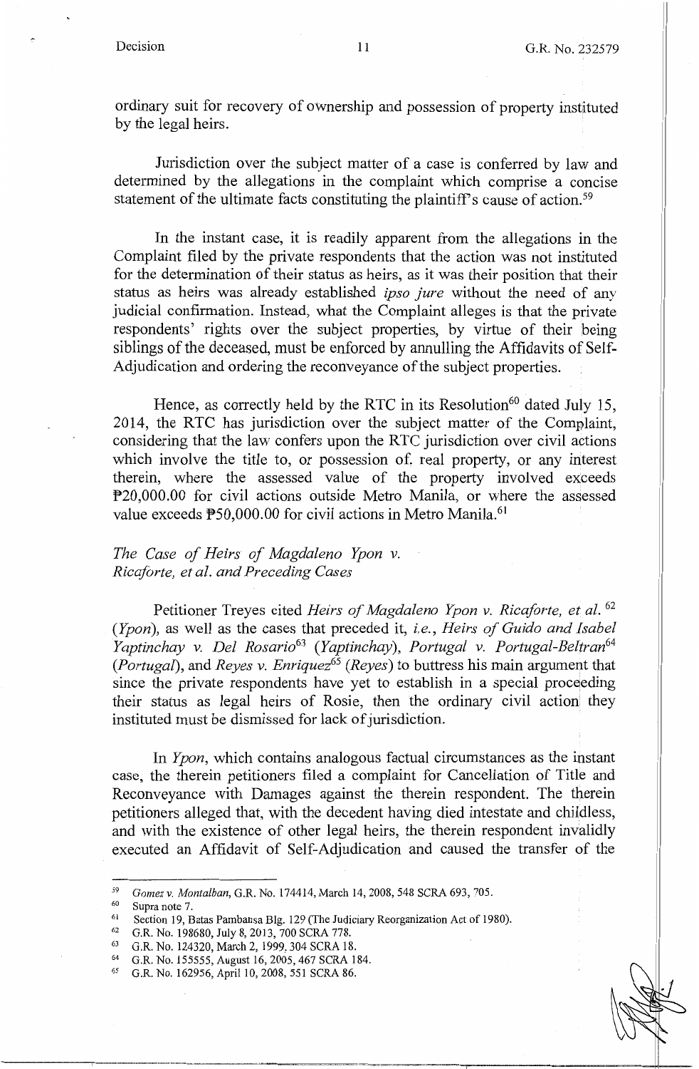ordinary suit for recovery of ownership and possession of property instituted by the legal heirs.

Jurisdiction over the subject matter of a case is conferred by law and determined by the allegations in the complaint which comprise a concise statement of the ultimate facts constituting the plaintiff's cause of action.[59]

In the instant case, it is readily apparent from the allegations in the Complaint filed by the private respondents that the action was not instituted for the determination of their status as heirs, as it was their position that their status as heirs was already established *ipso jure* without the need of any judicial confirmation. Instead, what the Complaint alleges is that the private respondents' rights over the subject properties, by virtue of their being siblings of the deceased, must be enforced by annulling the Affidavits of Self-Adjudication and ordering the reconveyance of the subject properties.

Hence, as correctly held by the RTC in its Resolution[60] dated July 15, 2014, the RTC has jurisdiction over the subject matter of the Complaint, considering that the law confers upon the RTC jurisdiction over civil actions which involve the title to, or possession of. real property, or any interest therein, where the assessed value of the property involved exceeds ₱20,000.00 for civil actions outside Metro Manila, or where the assessed value exceeds ₱50,000.00 for civil actions in Metro Manila.[61]

*The Case of Heirs of Magdaleno Ypon v. Ricaforte, et al. and Preceding Cases*

Petitioner Treyes cited *Heirs of Magdaleno Ypon v. Ricaforte, et al.*[62] (*Ypon*), as well as the cases that preceded it, *i.e.*, *Heirs of Guido and Isabel Yaptinchay v. Del Rosario*[63] (*Yaptinchay*), *Portugal v. Portugal-Beltran*[64] (*Portugal*), and *Reyes v. Enriquez*[65] (*Reyes*) to buttress his main argument that since the private respondents have yet to establish in a special proceeding their status as legal heirs of Rosie, then the ordinary civil action they instituted must be dismissed for lack of jurisdiction.

In *Ypon*, which contains analogous factual circumstances as the instant case, the therein petitioners filed a complaint for Cancellation of Title and Reconveyance with Damages against the therein respondent. The therein petitioners alleged that, with the decedent having died intestate and childless, and with the existence of other legal heirs, the therein respondent invalidly executed an Affidavit of Self-Adjudication and caused the transfer of the

---

[59] *Gomez v. Montalban*, G.R. No. 174414, March 14, 2008, 548 SCRA 693, 705.

[60] Supra note 7.

[61] Section 19, Batas Pambansa Blg. 129 (The Judiciary Reorganization Act of 1980).

[62] G.R. No. 198680, July 8, 2013, 700 SCRA 778.

[63] G.R. No. 124320, March 2, 1999, 304 SCRA 18.

[64] G.R. No. 155555, August 16, 2005, 467 SCRA 184.

[65] G.R. No. 162956, April 10, 2008, 551 SCRA 86.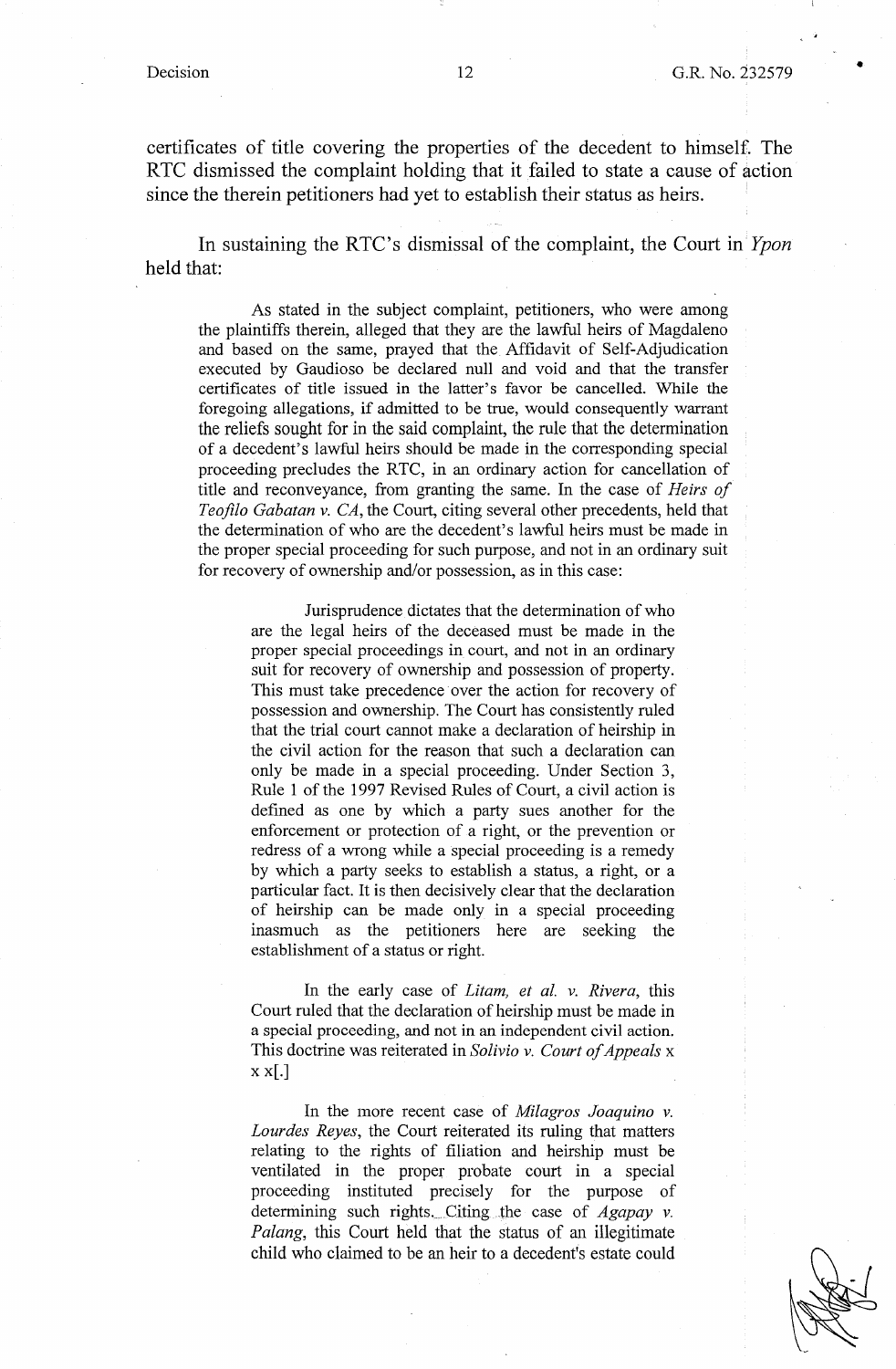certificates of title covering the properties of the decedent to himself. The RTC dismissed the complaint holding that it failed to state a cause of action since the therein petitioners had yet to establish their status as heirs.

In sustaining the RTC's dismissal of the complaint, the Court in *Ypon* held that:

> As stated in the subject complaint, petitioners, who were among the plaintiffs therein, alleged that they are the lawful heirs of Magdaleno and based on the same, prayed that the Affidavit of Self-Adjudication executed by Gaudioso be declared null and void and that the transfer certificates of title issued in the latter's favor be cancelled. While the foregoing allegations, if admitted to be true, would consequently warrant the reliefs sought for in the said complaint, the rule that the determination of a decedent's lawful heirs should be made in the corresponding special proceeding precludes the RTC, in an ordinary action for cancellation of title and reconveyance, from granting the same. In the case of *Heirs of Teofilo Gabatan v. CA*, the Court, citing several other precedents, held that the determination of who are the decedent's lawful heirs must be made in the proper special proceeding for such purpose, and not in an ordinary suit for recovery of ownership and/or possession, as in this case:
>
> > Jurisprudence dictates that the determination of who are the legal heirs of the deceased must be made in the proper special proceedings in court, and not in an ordinary suit for recovery of ownership and possession of property. This must take precedence over the action for recovery of possession and ownership. The Court has consistently ruled that the trial court cannot make a declaration of heirship in the civil action for the reason that such a declaration can only be made in a special proceeding. Under Section 3, Rule 1 of the 1997 Revised Rules of Court, a civil action is defined as one by which a party sues another for the enforcement or protection of a right, or the prevention or redress of a wrong while a special proceeding is a remedy by which a party seeks to establish a status, a right, or a particular fact. It is then decisively clear that the declaration of heirship can be made only in a special proceeding inasmuch as the petitioners here are seeking the establishment of a status or right.
> >
> > In the early case of *Litam, et al. v. Rivera*, this Court ruled that the declaration of heirship must be made in a special proceeding, and not in an independent civil action. This doctrine was reiterated in *Solivio v. Court of Appeals* x x x[.]
> >
> > In the more recent case of *Milagros Joaquino v. Lourdes Reyes*, the Court reiterated its ruling that matters relating to the rights of filiation and heirship must be ventilated in the proper probate court in a special proceeding instituted precisely for the purpose of determining such rights. Citing the case of *Agapay v. Palang*, this Court held that the status of an illegitimate child who claimed to be an heir to a decedent's estate could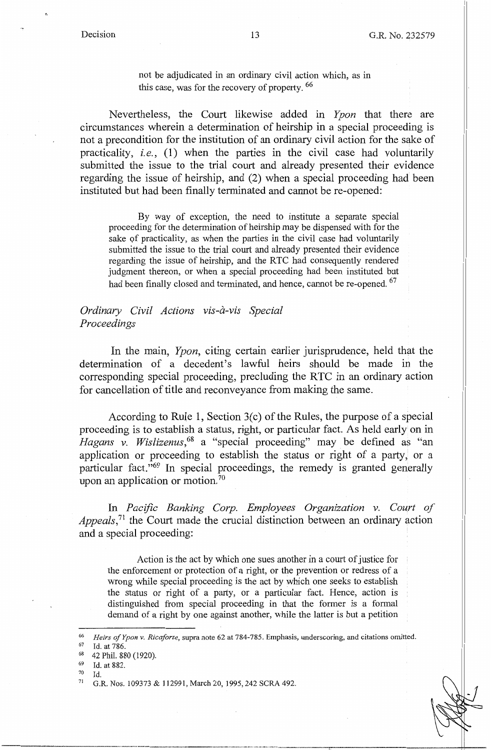> not be adjudicated in an ordinary civil action which, as in this case, was for the recovery of property. [66]

Nevertheless, the Court likewise added in *Ypon* that there are circumstances wherein a determination of heirship in a special proceeding is not a precondition for the institution of an ordinary civil action for the sake of practicality, *i.e.*, (1) when the parties in the civil case had voluntarily submitted the issue to the trial court and already presented their evidence regarding the issue of heirship, and (2) when a special proceeding had been instituted but had been finally terminated and cannot be re-opened:

> By way of exception, the need to institute a separate special proceeding for the determination of heirship may be dispensed with for the sake of practicality, as when the parties in the civil case had voluntarily submitted the issue to the trial court and already presented their evidence regarding the issue of heirship, and the RTC had consequently rendered judgment thereon, or when a special proceeding had been instituted but had been finally closed and terminated, and hence, cannot be re-opened. [67]

*Ordinary Civil Actions vis-à-vis Special Proceedings*

In the main, *Ypon*, citing certain earlier jurisprudence, held that the determination of a decedent's lawful heirs should be made in the corresponding special proceeding, precluding the RTC in an ordinary action for cancellation of title and reconveyance from making the same.

According to Rule 1, Section 3(c) of the Rules, the purpose of a special proceeding is to establish a status, right, or particular fact. As held early on in *Hagans v. Wislizenus*,[68] a "special proceeding" may be defined as "an application or proceeding to establish the status or right of a party, or a particular fact."[69] In special proceedings, the remedy is granted generally upon an application or motion.[70]

In *Pacific Banking Corp. Employees Organization v. Court of Appeals*,[71] the Court made the crucial distinction between an ordinary action and a special proceeding:

> Action is the act by which one sues another in a court of justice for the enforcement or protection of a right, or the prevention or redress of a wrong while special proceeding is the act by which one seeks to establish the status or right of a party, or a particular fact. Hence, action is distinguished from special proceeding in that the former is a formal demand of a right by one against another, while the latter is but a petition

---

[66] *Heirs of Ypon v. Ricaforte*, supra note 62 at 784-785. Emphasis, underscoring, and citations omitted.
[67] Id. at 786.
[68] 42 Phil. 880 (1920).
[69] Id. at 882.
[70] Id.
[71] G.R. Nos. 109373 & 112991, March 20, 1995, 242 SCRA 492.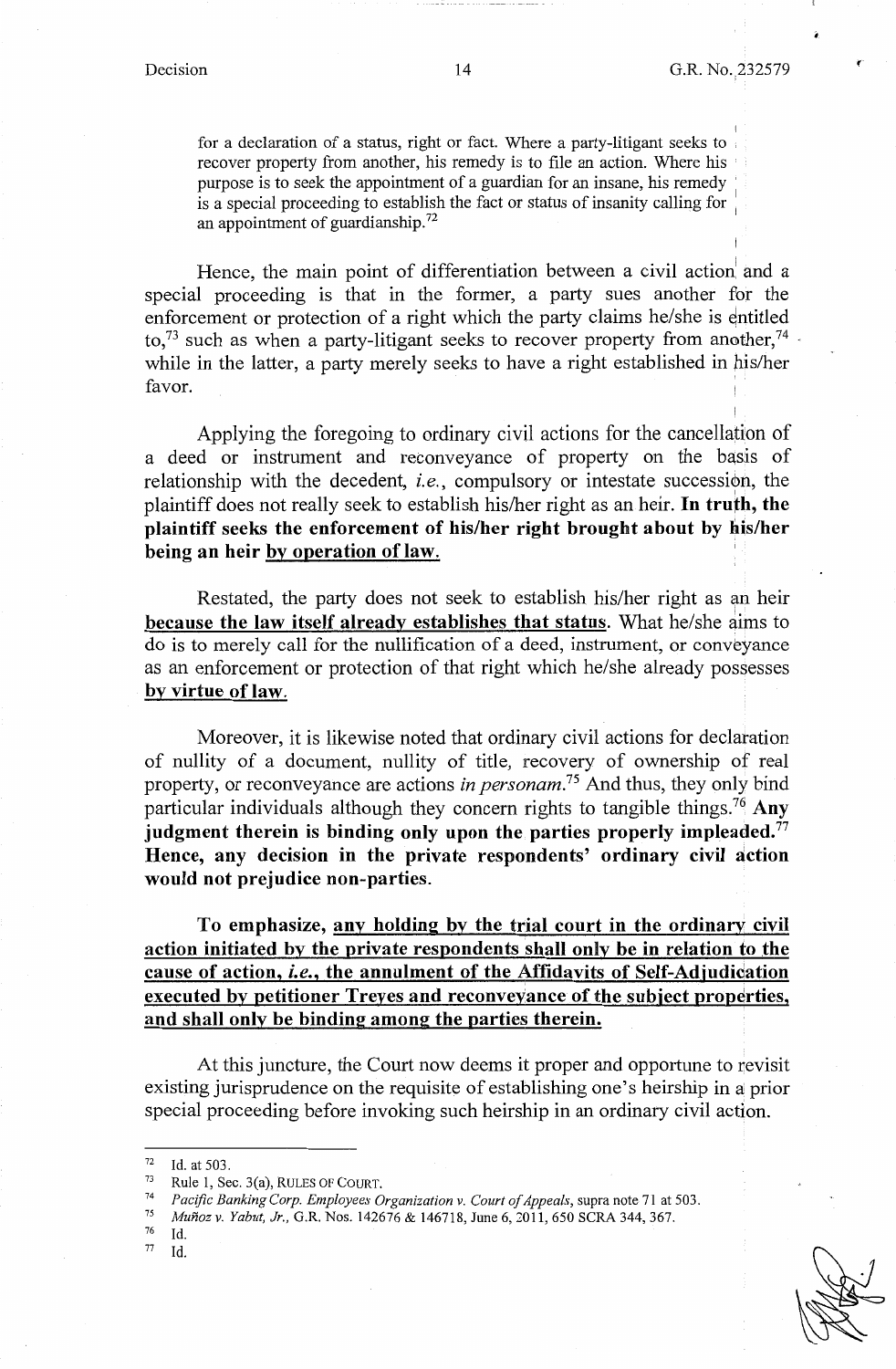> for a declaration of a status, right or fact. Where a party-litigant seeks to recover property from another, his remedy is to file an action. Where his purpose is to seek the appointment of a guardian for an insane, his remedy is a special proceeding to establish the fact or status of insanity calling for an appointment of guardianship.[72]

Hence, the main point of differentiation between a civil action and a special proceeding is that in the former, a party sues another for the enforcement or protection of a right which the party claims he/she is entitled to,[73] such as when a party-litigant seeks to recover property from another,[74] while in the latter, a party merely seeks to have a right established in his/her favor.

Applying the foregoing to ordinary civil actions for the cancellation of a deed or instrument and reconveyance of property on the basis of relationship with the decedent, *i.e.*, compulsory or intestate succession, the plaintiff does not really seek to establish his/her right as an heir. **In truth, the plaintiff seeks the enforcement of his/her right brought about by his/her being an heir <u>by operation of law.</u>**

Restated, the party does not seek to establish his/her right as an heir **<u>because the law itself already establishes that status</u>**. What he/she aims to do is to merely call for the nullification of a deed, instrument, or conveyance as an enforcement or protection of that right which he/she already possesses **<u>by virtue of law</u>**.

Moreover, it is likewise noted that ordinary civil actions for declaration of nullity of a document, nullity of title, recovery of ownership of real property, or reconveyance are actions *in personam*.[75] And thus, they only bind particular individuals although they concern rights to tangible things.[76] **Any judgment therein is binding only upon the parties properly impleaded.[77] Hence, any decision in the private respondents' ordinary civil action would not prejudice non-parties.**

**To emphasize, <u>any holding by the trial court in the ordinary civil action initiated by the private respondents shall only be in relation to the cause of action, *i.e.*, the annulment of the Affidavits of Self-Adjudication executed by petitioner Treyes and reconveyance of the subject properties, and shall only be binding among the parties therein.</u>**

At this juncture, the Court now deems it proper and opportune to revisit existing jurisprudence on the requisite of establishing one's heirship in a prior special proceeding before invoking such heirship in an ordinary civil action.

---

[72] Id. at 503.

[73] Rule 1, Sec. 3(a), RULES OF COURT.

[74] *Pacific Banking Corp. Employees Organization v. Court of Appeals*, supra note 71 at 503.

[75] *Muñoz v. Yabut, Jr.*, G.R. Nos. 142676 & 146718, June 6, 2011, 650 SCRA 344, 367.

[76] Id.

[77] Id.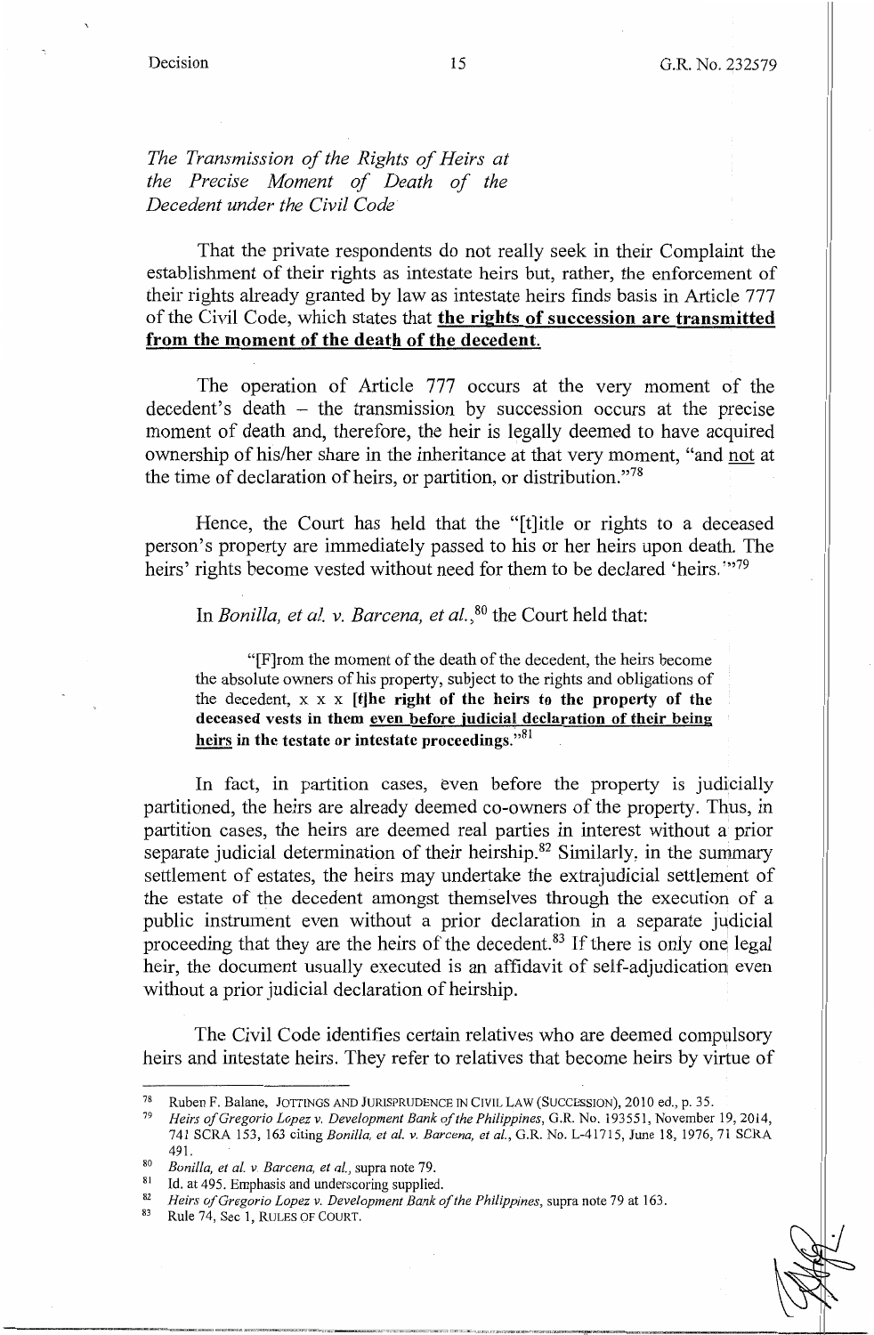*The Transmission of the Rights of Heirs at the Precise Moment of Death of the Decedent under the Civil Code*

That the private respondents do not really seek in their Complaint the establishment of their rights as intestate heirs but, rather, the enforcement of their rights already granted by law as intestate heirs finds basis in Article 777 of the Civil Code, which states that **<u>the rights of succession are transmitted from the moment of the death of the decedent.</u>**

The operation of Article 777 occurs at the very moment of the decedent's death – the transmission by succession occurs at the precise moment of death and, therefore, the heir is legally deemed to have acquired ownership of his/her share in the inheritance at that very moment, "and <u>not</u> at the time of declaration of heirs, or partition, or distribution."[78]

Hence, the Court has held that the "[t]itle or rights to a deceased person's property are immediately passed to his or her heirs upon death. The heirs' rights become vested without need for them to be declared 'heirs.'"[79]

In *Bonilla, et al. v. Barcena, et al.*,[80] the Court held that:

> "[F]rom the moment of the death of the decedent, the heirs become the absolute owners of his property, subject to the rights and obligations of the decedent, x x x **[t]he right of the heirs to the property of the deceased vests in them <u>even before judicial declaration of their being heirs</u> in the testate or intestate proceedings.**"[81]

In fact, in partition cases, even before the property is judicially partitioned, the heirs are already deemed co-owners of the property. Thus, in partition cases, the heirs are deemed real parties in interest without a prior separate judicial determination of their heirship.[82] Similarly, in the summary settlement of estates, the heirs may undertake the extrajudicial settlement of the estate of the decedent amongst themselves through the execution of a public instrument even without a prior declaration in a separate judicial proceeding that they are the heirs of the decedent.[83] If there is only one legal heir, the document usually executed is an affidavit of self-adjudication even without a prior judicial declaration of heirship.

The Civil Code identifies certain relatives who are deemed compulsory heirs and intestate heirs. They refer to relatives that become heirs by virtue of

---

[78] Ruben F. Balane, JOTTINGS AND JURISPRUDENCE IN CIVIL LAW (SUCCESSION), 2010 ed., p. 35.

[79] *Heirs of Gregorio Lopez v. Development Bank of the Philippines*, G.R. No. 193551, November 19, 2014, 741 SCRA 153, 163 citing *Bonilla, et al. v. Barcena, et al.*, G.R. No. L-41715, June 18, 1976, 71 SCRA 491.

[80] *Bonilla, et al. v. Barcena, et al.*, supra note 79.

[81] Id. at 495. Emphasis and underscoring supplied.

[82] *Heirs of Gregorio Lopez v. Development Bank of the Philippines*, supra note 79 at 163.

[83] Rule 74, Sec 1, RULES OF COURT.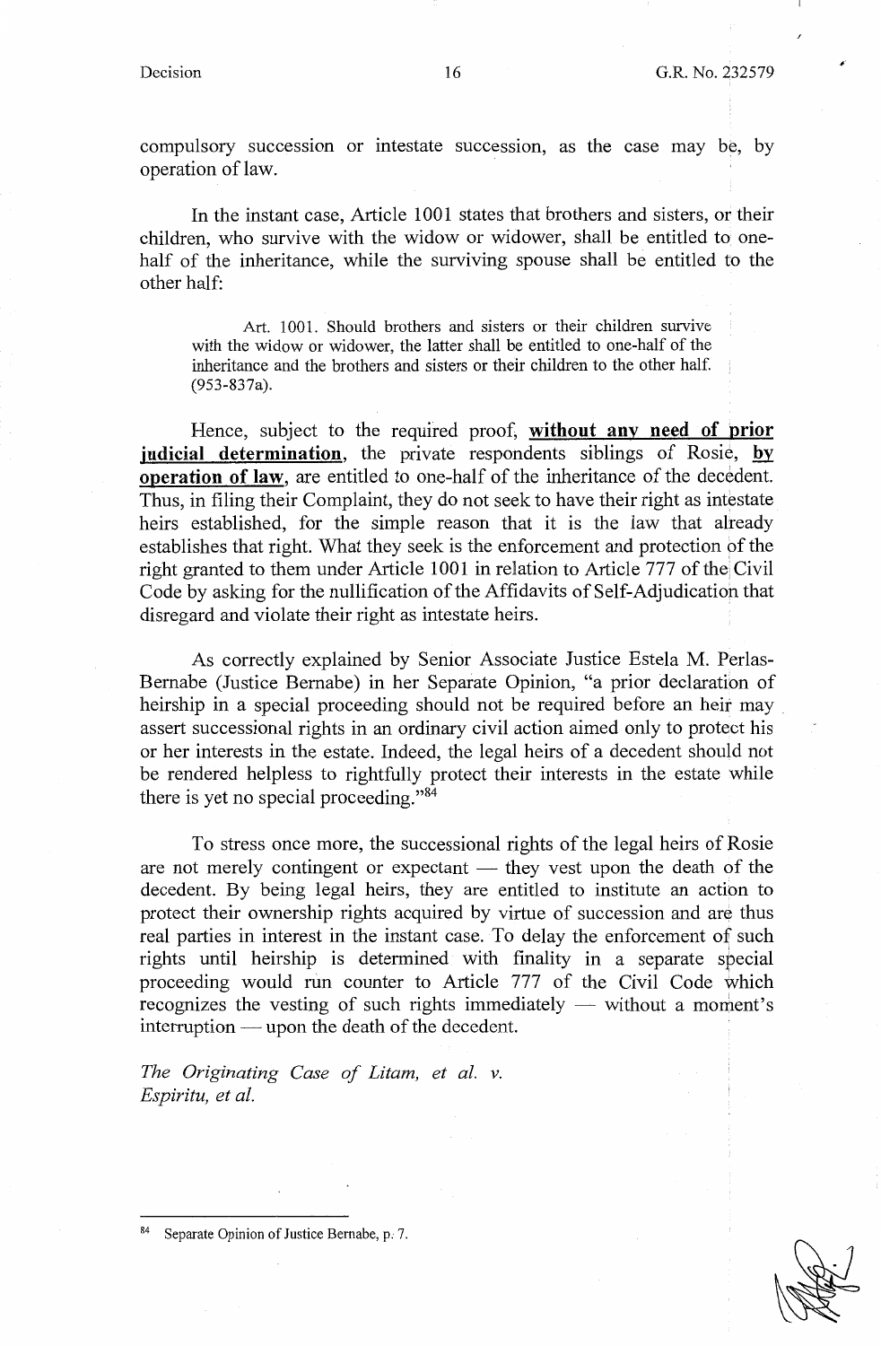compulsory succession or intestate succession, as the case may be, by operation of law.

In the instant case, Article 1001 states that brothers and sisters, or their children, who survive with the widow or widower, shall be entitled to one-half of the inheritance, while the surviving spouse shall be entitled to the other half:

> Art. 1001. Should brothers and sisters or their children survive with the widow or widower, the latter shall be entitled to one-half of the inheritance and the brothers and sisters or their children to the other half. (953-837a).

Hence, subject to the required proof, **without any need of prior judicial determination**, the private respondents siblings of Rosie, **by operation of law**, are entitled to one-half of the inheritance of the decedent. Thus, in filing their Complaint, they do not seek to have their right as intestate heirs established, for the simple reason that it is the law that already establishes that right. What they seek is the enforcement and protection of the right granted to them under Article 1001 in relation to Article 777 of the Civil Code by asking for the nullification of the Affidavits of Self-Adjudication that disregard and violate their right as intestate heirs.

As correctly explained by Senior Associate Justice Estela M. Perlas-Bernabe (Justice Bernabe) in her Separate Opinion, "a prior declaration of heirship in a special proceeding should not be required before an heir may assert successional rights in an ordinary civil action aimed only to protect his or her interests in the estate. Indeed, the legal heirs of a decedent should not be rendered helpless to rightfully protect their interests in the estate while there is yet no special proceeding."[84]

To stress once more, the successional rights of the legal heirs of Rosie are not merely contingent or expectant — they vest upon the death of the decedent. By being legal heirs, they are entitled to institute an action to protect their ownership rights acquired by virtue of succession and are thus real parties in interest in the instant case. To delay the enforcement of such rights until heirship is determined with finality in a separate special proceeding would run counter to Article 777 of the Civil Code which recognizes the vesting of such rights immediately — without a moment's interruption — upon the death of the decedent.

*The Originating Case of Litam, et al. v. Espiritu, et al.*

---

[84] Separate Opinion of Justice Bernabe, p. 7.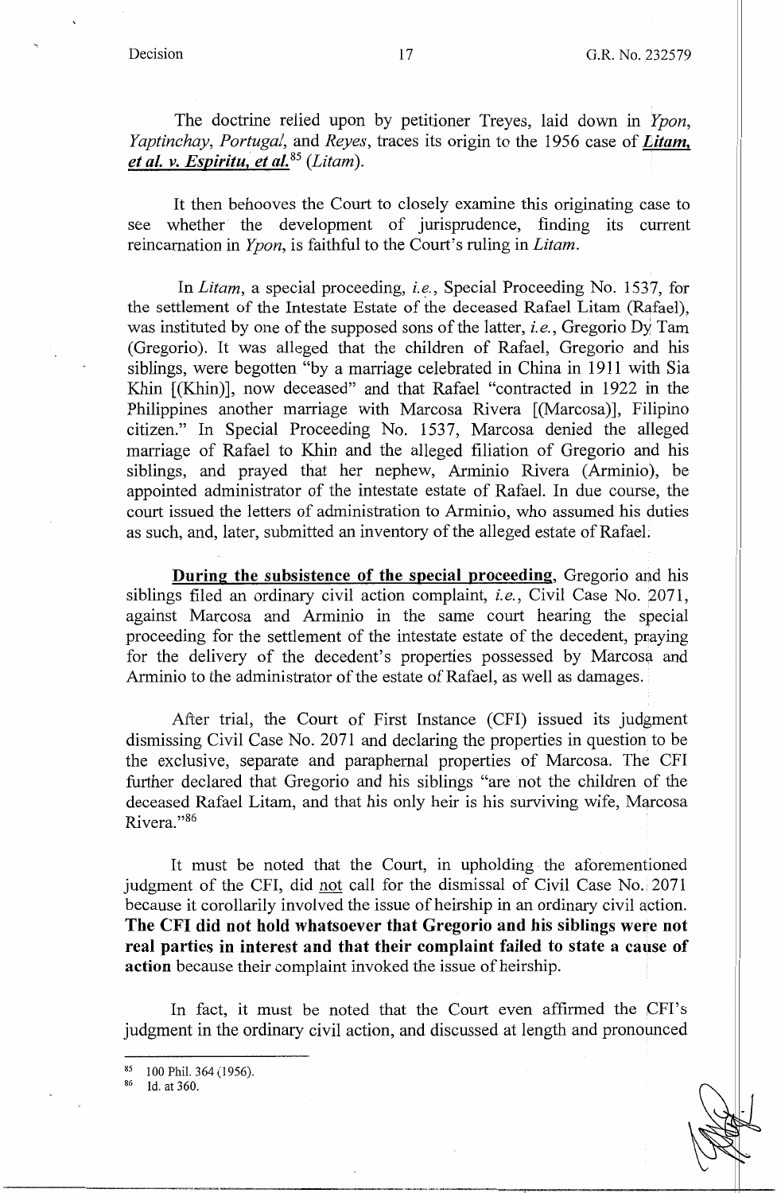The doctrine relied upon by petitioner Treyes, laid down in *Ypon*, *Yaptinchay*, *Portugal*, and *Reyes*, traces its origin to the 1956 case of ***Litam, et al. v. Espiritu, et al.***[85] (*Litam*).

It then behooves the Court to closely examine this originating case to see whether the development of jurisprudence, finding its current reincarnation in *Ypon*, is faithful to the Court's ruling in *Litam*.

In *Litam*, a special proceeding, *i.e.*, Special Proceeding No. 1537, for the settlement of the Intestate Estate of the deceased Rafael Litam (Rafael), was instituted by one of the supposed sons of the latter, *i.e.*, Gregorio Dy Tam (Gregorio). It was alleged that the children of Rafael, Gregorio and his siblings, were begotten "by a marriage celebrated in China in 1911 with Sia Khin [(Khin)], now deceased" and that Rafael "contracted in 1922 in the Philippines another marriage with Marcosa Rivera [(Marcosa)], Filipino citizen." In Special Proceeding No. 1537, Marcosa denied the alleged marriage of Rafael to Khin and the alleged filiation of Gregorio and his siblings, and prayed that her nephew, Arminio Rivera (Arminio), be appointed administrator of the intestate estate of Rafael. In due course, the court issued the letters of administration to Arminio, who assumed his duties as such, and, later, submitted an inventory of the alleged estate of Rafael.

**<u>During the subsistence of the special proceeding</u>**, Gregorio and his siblings filed an ordinary civil action complaint, *i.e.*, Civil Case No. 2071, against Marcosa and Arminio in the same court hearing the special proceeding for the settlement of the intestate estate of the decedent, praying for the delivery of the decedent's properties possessed by Marcosa and Arminio to the administrator of the estate of Rafael, as well as damages.

After trial, the Court of First Instance (CFI) issued its judgment dismissing Civil Case No. 2071 and declaring the properties in question to be the exclusive, separate and paraphernal properties of Marcosa. The CFI further declared that Gregorio and his siblings "are not the children of the deceased Rafael Litam, and that his only heir is his surviving wife, Marcosa Rivera."[86]

It must be noted that the Court, in upholding the aforementioned judgment of the CFI, did <u>not</u> call for the dismissal of Civil Case No. 2071 because it corollarily involved the issue of heirship in an ordinary civil action. **The CFI did not hold whatsoever that Gregorio and his siblings were not real parties in interest and that their complaint failed to state a cause of action** because their complaint invoked the issue of heirship.

In fact, it must be noted that the Court even affirmed the CFI's judgment in the ordinary civil action, and discussed at length and pronounced

---

[85] 100 Phil. 364 (1956).

[86] Id. at 360.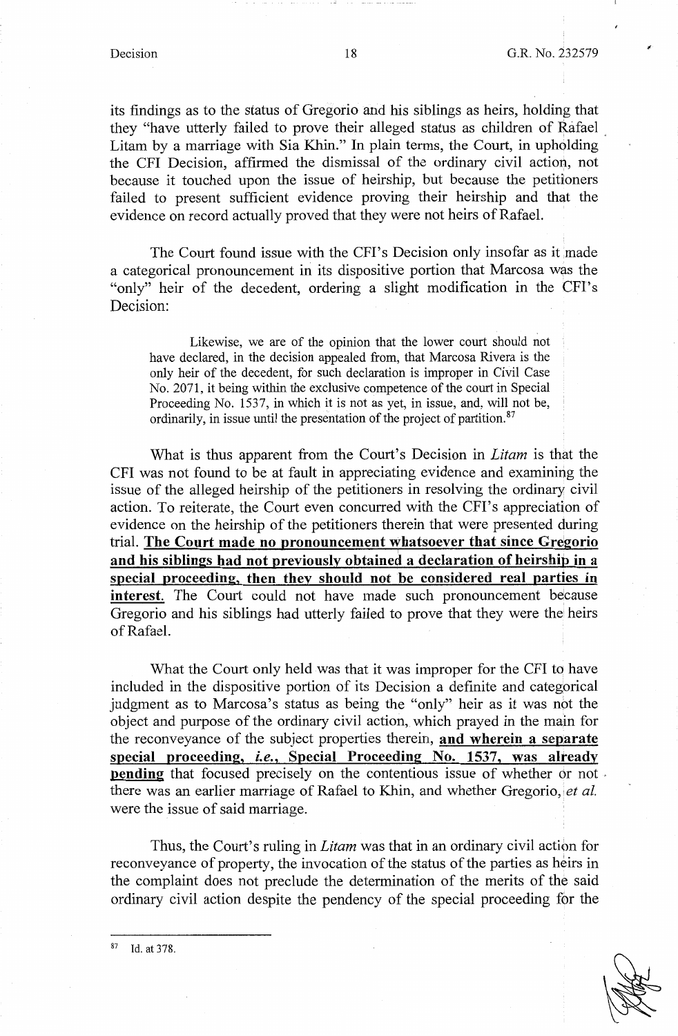its findings as to the status of Gregorio and his siblings as heirs, holding that they "have utterly failed to prove their alleged status as children of Rafael Litam by a marriage with Sia Khin." In plain terms, the Court, in upholding the CFI Decision, affirmed the dismissal of the ordinary civil action, not because it touched upon the issue of heirship, but because the petitioners failed to present sufficient evidence proving their heirship and that the evidence on record actually proved that they were not heirs of Rafael.

The Court found issue with the CFI's Decision only insofar as it made a categorical pronouncement in its dispositive portion that Marcosa was the "only" heir of the decedent, ordering a slight modification in the CFI's Decision:

> Likewise, we are of the opinion that the lower court should not have declared, in the decision appealed from, that Marcosa Rivera is the only heir of the decedent, for such declaration is improper in Civil Case No. 2071, it being within the exclusive competence of the court in Special Proceeding No. 1537, in which it is not as yet, in issue, and, will not be, ordinarily, in issue until the presentation of the project of partition.[87]

What is thus apparent from the Court's Decision in *Litam* is that the CFI was not found to be at fault in appreciating evidence and examining the issue of the alleged heirship of the petitioners in resolving the ordinary civil action. To reiterate, the Court even concurred with the CFI's appreciation of evidence on the heirship of the petitioners therein that were presented during trial. **<u>The Court made no pronouncement whatsoever that since Gregorio and his siblings had not previously obtained a declaration of heirship in a special proceeding, then they should not be considered real parties in interest.</u>** The Court could not have made such pronouncement because Gregorio and his siblings had utterly failed to prove that they were the heirs of Rafael.

What the Court only held was that it was improper for the CFI to have included in the dispositive portion of its Decision a definite and categorical judgment as to Marcosa's status as being the "only" heir as it was not the object and purpose of the ordinary civil action, which prayed in the main for the reconveyance of the subject properties therein, **<u>and wherein a separate special proceeding, *i.e.*, Special Proceeding No. 1537, was already pending</u>** that focused precisely on the contentious issue of whether or not there was an earlier marriage of Rafael to Khin, and whether Gregorio, *et al.* were the issue of said marriage.

Thus, the Court's ruling in *Litam* was that in an ordinary civil action for reconveyance of property, the invocation of the status of the parties as heirs in the complaint does not preclude the determination of the merits of the said ordinary civil action despite the pendency of the special proceeding for the

---

[87] Id. at 378.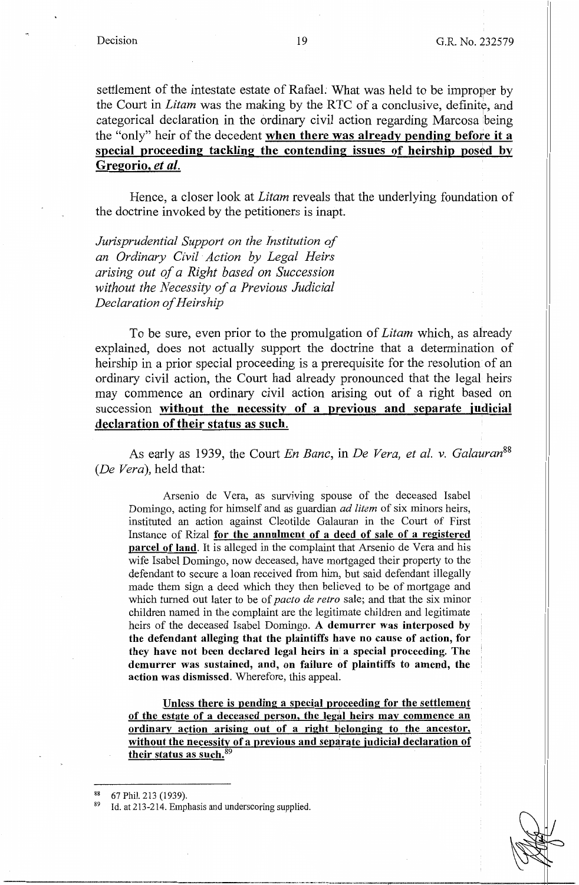settlement of the intestate estate of Rafael. What was held to be improper by the Court in *Litam* was the making by the RTC of a conclusive, definite, and categorical declaration in the ordinary civil action regarding Marcosa being the "only" heir of the decedent **when there was already pending before it a special proceeding tackling the contending issues of heirship posed by Gregorio, *et al.***

Hence, a closer look at *Litam* reveals that the underlying foundation of the doctrine invoked by the petitioners is inapt.

*Jurisprudential Support on the Institution of an Ordinary Civil Action by Legal Heirs arising out of a Right based on Succession without the Necessity of a Previous Judicial Declaration of Heirship*

To be sure, even prior to the promulgation of *Litam* which, as already explained, does not actually support the doctrine that a determination of heirship in a prior special proceeding is a prerequisite for the resolution of an ordinary civil action, the Court had already pronounced that the legal heirs may commence an ordinary civil action arising out of a right based on succession **without the necessity of a previous and separate judicial declaration of their status as such.**

As early as 1939, the Court *En Banc*, in *De Vera, et al. v. Galauran*[88] (*De Vera*), held that:

> Arsenio de Vera, as surviving spouse of the deceased Isabel Domingo, acting for himself and as guardian *ad litem* of six minors heirs, instituted an action against Cleotilde Galauran in the Court of First Instance of Rizal **for the annulment of a deed of sale of a registered parcel of land**. It is alleged in the complaint that Arsenio de Vera and his wife Isabel Domingo, now deceased, have mortgaged their property to the defendant to secure a loan received from him, but said defendant illegally made them sign a deed which they then believed to be of mortgage and which turned out later to be of *pacto de retro* sale; and that the six minor children named in the complaint are the legitimate children and legitimate heirs of the deceased Isabel Domingo. **A demurrer was interposed by the defendant alleging that the plaintiffs have no cause of action, for they have not been declared legal heirs in a special proceeding. The demurrer was sustained, and, on failure of plaintiffs to amend, the action was dismissed.** Wherefore, this appeal.
>
> **Unless there is pending a special proceeding for the settlement of the estate of a deceased person, the legal heirs may commence an ordinary action arising out of a right belonging to the ancestor, without the necessity of a previous and separate judicial declaration of their status as such.**[89]

---

[88] 67 Phil. 213 (1939).

[89] Id. at 213-214. Emphasis and underscoring supplied.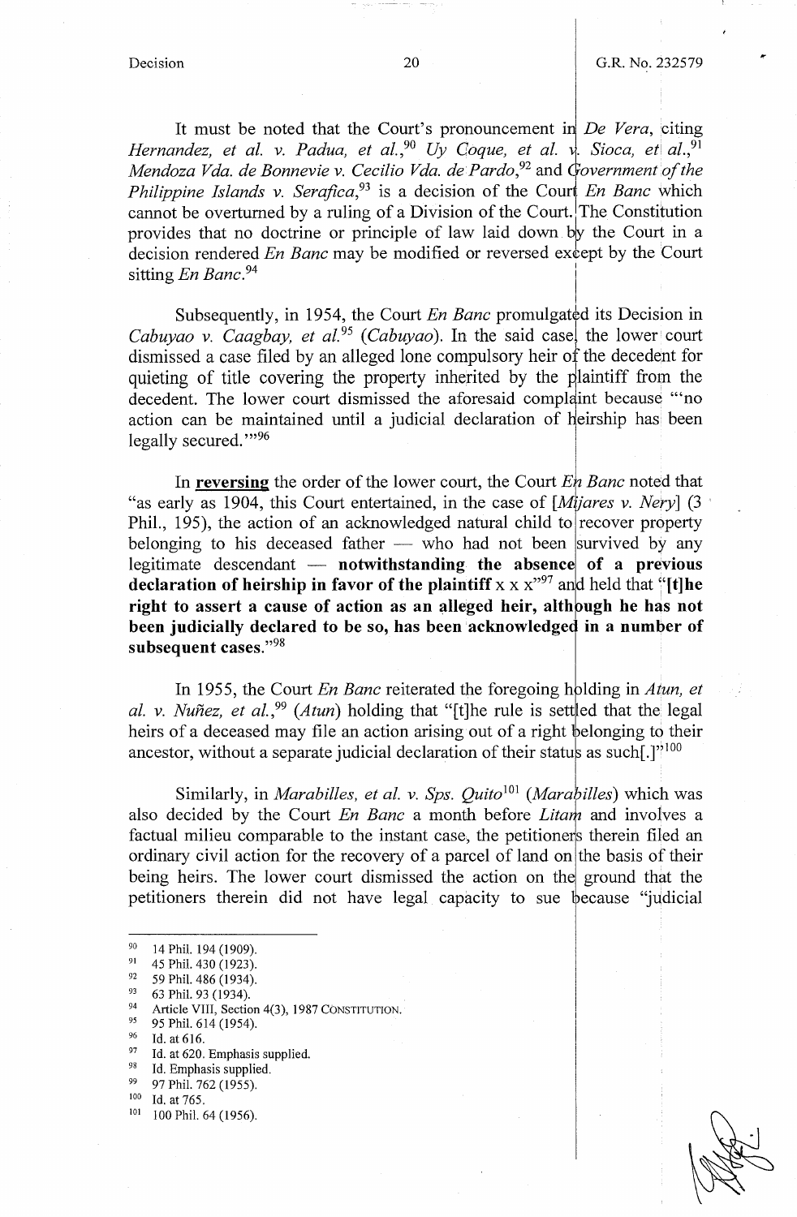It must be noted that the Court's pronouncement in *De Vera*, citing *Hernandez, et al. v. Padua, et al.*,[90] *Uy Coque, et al. v. Sioca, et al.*,[91] *Mendoza Vda. de Bonnevie v. Cecilio Vda. de Pardo*,[92] and *Government of the Philippine Islands v. Serafica*,[93] is a decision of the Court *En Banc* which cannot be overturned by a ruling of a Division of the Court. The Constitution provides that no doctrine or principle of law laid down by the Court in a decision rendered *En Banc* may be modified or reversed except by the Court sitting *En Banc*.[94]

Subsequently, in 1954, the Court *En Banc* promulgated its Decision in *Cabuyao v. Caagbay, et al.*[95] (*Cabuyao*). In the said case, the lower court dismissed a case filed by an alleged lone compulsory heir of the decedent for quieting of title covering the property inherited by the plaintiff from the decedent. The lower court dismissed the aforesaid complaint because "'no action can be maintained until a judicial declaration of heirship has been legally secured.'"[96]

In **reversing** the order of the lower court, the Court *En Banc* noted that "as early as 1904, this Court entertained, in the case of [*Mijares v. Nery*] (3 Phil., 195), the action of an acknowledged natural child to recover property belonging to his deceased father — who had not been survived by any legitimate descendant — **notwithstanding the absence of a previous declaration of heirship in favor of the plaintiff** x x x"[97] and held that "**[t]he right to assert a cause of action as an alleged heir, although he has not been judicially declared to be so, has been acknowledged in a number of subsequent cases.**"[98]

In 1955, the Court *En Banc* reiterated the foregoing holding in *Atun, et al. v. Nuñez, et al.*,[99] (*Atun*) holding that "[t]he rule is settled that the legal heirs of a deceased may file an action arising out of a right belonging to their ancestor, without a separate judicial declaration of their status as such[.]"[100]

Similarly, in *Marabilles, et al. v. Sps. Quito*[101] (*Marabilles*) which was also decided by the Court *En Banc* a month before *Litam* and involves a factual milieu comparable to the instant case, the petitioners therein filed an ordinary civil action for the recovery of a parcel of land on the basis of their being heirs. The lower court dismissed the action on the ground that the petitioners therein did not have legal capacity to sue because "judicial

---

[90] 14 Phil. 194 (1909).
[91] 45 Phil. 430 (1923).
[92] 59 Phil. 486 (1934).
[93] 63 Phil. 93 (1934).
[94] Article VIII, Section 4(3), 1987 CONSTITUTION.
[95] 95 Phil. 614 (1954).
[96] Id. at 616.
[97] Id. at 620. Emphasis supplied.
[98] Id. Emphasis supplied.
[99] 97 Phil. 762 (1955).
[100] Id. at 765.
[101] 100 Phil. 64 (1956).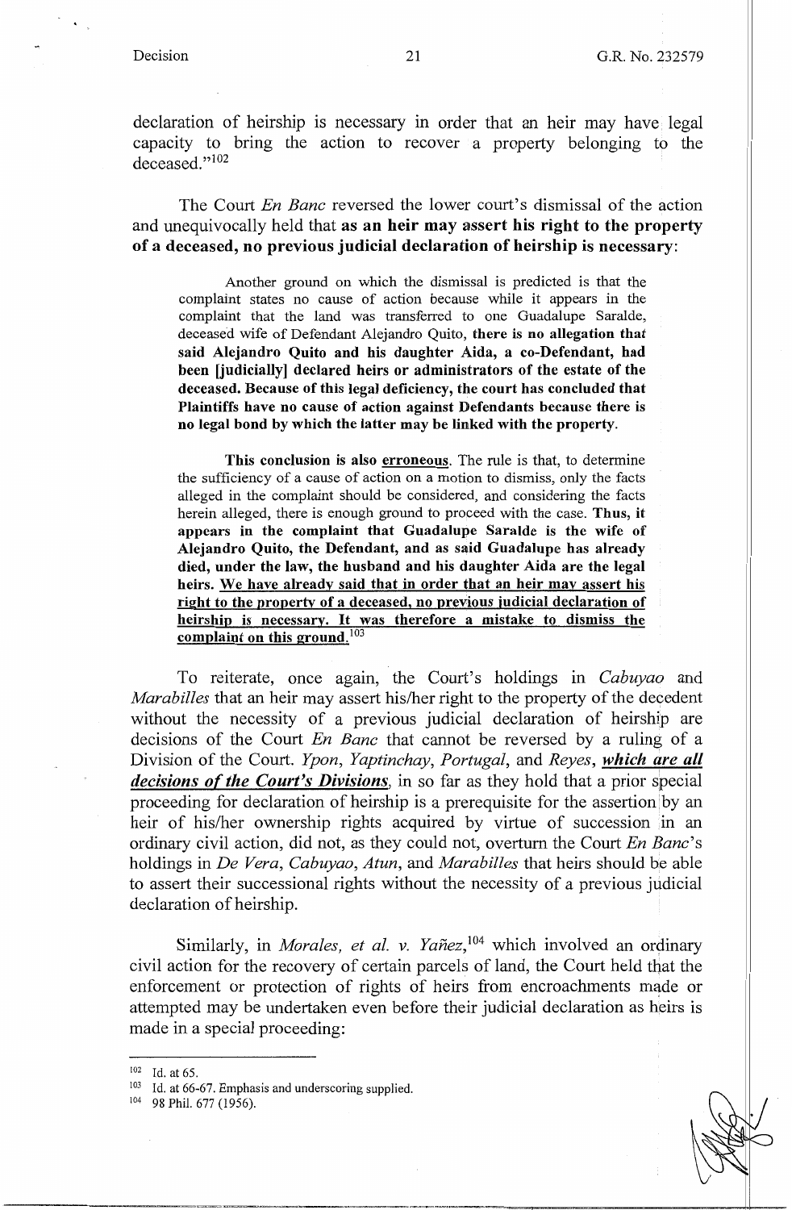declaration of heirship is necessary in order that an heir may have legal capacity to bring the action to recover a property belonging to the deceased."[102]

The Court *En Banc* reversed the lower court's dismissal of the action and unequivocally held that **as an heir may assert his right to the property of a deceased, no previous judicial declaration of heirship is necessary**:

> Another ground on which the dismissal is predicted is that the complaint states no cause of action because while it appears in the complaint that the land was transferred to one Guadalupe Saralde, deceased wife of Defendant Alejandro Quito, **there is no allegation that said Alejandro Quito and his daughter Aida, a co-Defendant, had been [judicially] declared heirs or administrators of the estate of the deceased. Because of this legal deficiency, the court has concluded that Plaintiffs have no cause of action against Defendants because there is no legal bond by which the latter may be linked with the property.**
>
> **This conclusion is also <u>erroneous</u>.** The rule is that, to determine the sufficiency of a cause of action on a motion to dismiss, only the facts alleged in the complaint should be considered, and considering the facts herein alleged, there is enough ground to proceed with the case. **Thus, it appears in the complaint that Guadalupe Saralde is the wife of Alejandro Quito, the Defendant, and as said Guadalupe has already died, under the law, the husband and his daughter Aida are the legal heirs. <u>We have already said that in order that an heir may assert his right to the property of a deceased, no previous judicial declaration of heirship is necessary. It was therefore a mistake to dismiss the complaint on this ground.</u>**[103]

To reiterate, once again, the Court's holdings in *Cabuyao* and *Marabilles* that an heir may assert his/her right to the property of the decedent without the necessity of a previous judicial declaration of heirship are decisions of the Court *En Banc* that cannot be reversed by a ruling of a Division of the Court. *Ypon*, *Yaptinchay*, *Portugal*, and *Reyes*, ***<u>which are all decisions of the Court's Divisions</u>***, in so far as they hold that a prior special proceeding for declaration of heirship is a prerequisite for the assertion by an heir of his/her ownership rights acquired by virtue of succession in an ordinary civil action, did not, as they could not, overturn the Court *En Banc*'s holdings in *De Vera*, *Cabuyao*, *Atun*, and *Marabilles* that heirs should be able to assert their successional rights without the necessity of a previous judicial declaration of heirship.

Similarly, in *Morales, et al. v. Yañez*,[104] which involved an ordinary civil action for the recovery of certain parcels of land, the Court held that the enforcement or protection of rights of heirs from encroachments made or attempted may be undertaken even before their judicial declaration as heirs is made in a special proceeding:

---

[102] Id. at 65.

[103] Id. at 66-67. Emphasis and underscoring supplied.

[104] 98 Phil. 677 (1956).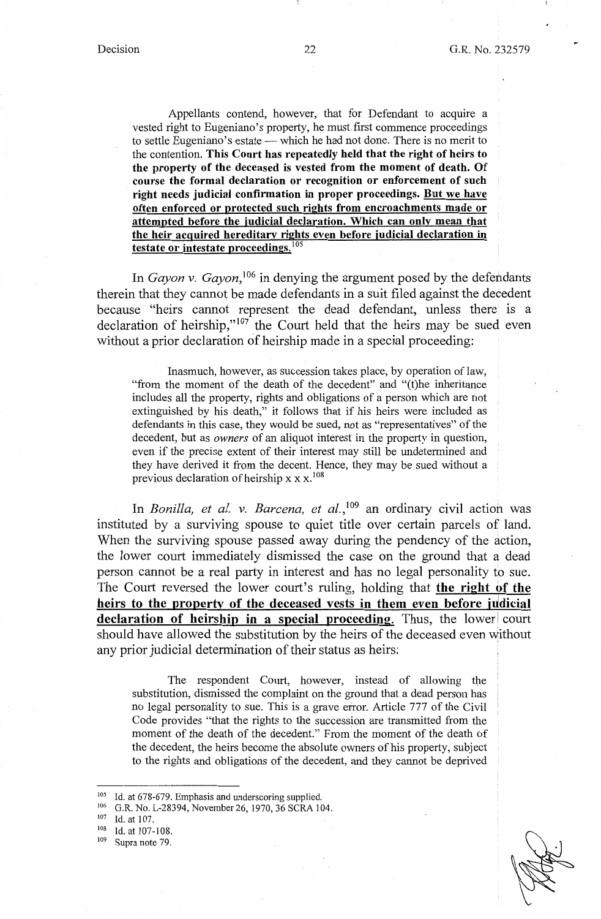> Appellants contend, however, that for Defendant to acquire a vested right to Eugeniano's property, he must first commence proceedings to settle Eugeniano's estate — which he had not done. There is no merit to the contention. **This Court has repeatedly held that the right of heirs to the property of the deceased is vested from the moment of death. Of course the formal declaration or recognition or enforcement of such right needs judicial confirmation in proper proceedings. <u>But we have often enforced or protected such rights from encroachments made or attempted before the judicial declaration. Which can only mean that the heir acquired hereditary rights even before judicial declaration in testate or intestate proceedings.</u>**[105]

In *Gayon v. Gayon*,[106] in denying the argument posed by the defendants therein that they cannot be made defendants in a suit filed against the decedent because "heirs cannot represent the dead defendant, unless there is a declaration of heirship,"[107] the Court held that the heirs may be sued even without a prior declaration of heirship made in a special proceeding:

> Inasmuch, however, as succession takes place, by operation of law, "from the moment of the death of the decedent" and "(t)he inheritance includes all the property, rights and obligations of a person which are not extinguished by his death," it follows that if his heirs were included as defendants in this case, they would be sued, not as "representatives" of the decedent, but as *owners* of an aliquot interest in the property in question, even if the precise extent of their interest may still be undetermined and they have derived it from the decent. Hence, they may be sued without a previous declaration of heirship x x x.[108]

In *Bonilla, et al. v. Barcena, et al.*,[109] an ordinary civil action was instituted by a surviving spouse to quiet title over certain parcels of land. When the surviving spouse passed away during the pendency of the action, the lower court immediately dismissed the case on the ground that a dead person cannot be a real party in interest and has no legal personality to sue. The Court reversed the lower court's ruling, holding that **<u>the right of the heirs to the property of the deceased vests in them even before judicial declaration of heirship in a special proceeding.</u>** Thus, the lower court should have allowed the substitution by the heirs of the deceased even without any prior judicial determination of their status as heirs:

> The respondent Court, however, instead of allowing the substitution, dismissed the complaint on the ground that a dead person has no legal personality to sue. This is a grave error. Article 777 of the Civil Code provides "that the rights to the succession are transmitted from the moment of the death of the decedent." From the moment of the death of the decedent, the heirs become the absolute owners of his property, subject to the rights and obligations of the decedent, and they cannot be deprived

---

[105] Id. at 678-679. Emphasis and underscoring supplied.

[106] G.R. No. L-28394, November 26, 1970, 36 SCRA 104.

[107] Id. at 107.

[108] Id. at 107-108.

[109] Supra note 79.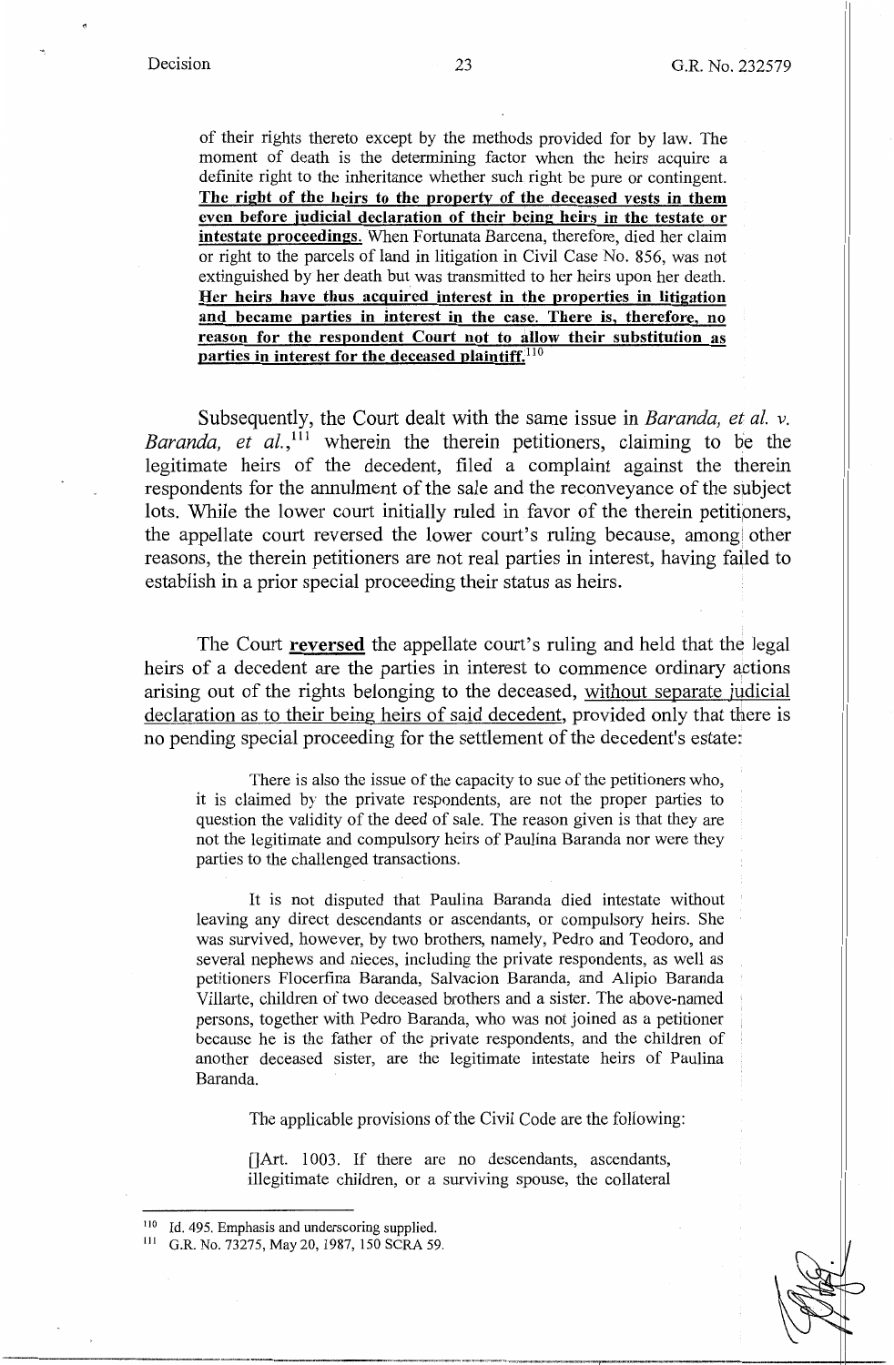of their rights thereto except by the methods provided for by law. The moment of death is the determining factor when the heirs acquire a definite right to the inheritance whether such right be pure or contingent. **<u>The right of the heirs to the property of the deceased vests in them even before judicial declaration of their being heirs in the testate or intestate proceedings.</u>** When Fortunata Barcena, therefore, died her claim or right to the parcels of land in litigation in Civil Case No. 856, was not extinguished by her death but was transmitted to her heirs upon her death. **<u>Her heirs have thus acquired interest in the properties in litigation and became parties in interest in the case. There is, therefore, no reason for the respondent Court not to allow their substitution as parties in interest for the deceased plaintiff.</u>**[110]

Subsequently, the Court dealt with the same issue in *Baranda, et al. v. Baranda, et al.*,[111] wherein the therein petitioners, claiming to be the legitimate heirs of the decedent, filed a complaint against the therein respondents for the annulment of the sale and the reconveyance of the subject lots. While the lower court initially ruled in favor of the therein petitioners, the appellate court reversed the lower court's ruling because, among other reasons, the therein petitioners are not real parties in interest, having failed to establish in a prior special proceeding their status as heirs.

The Court **<u>reversed</u>** the appellate court's ruling and held that the legal heirs of a decedent are the parties in interest to commence ordinary actions arising out of the rights belonging to the deceased, <u>without separate judicial declaration as to their being heirs of said decedent</u>, provided only that there is no pending special proceeding for the settlement of the decedent's estate:

There is also the issue of the capacity to sue of the petitioners who, it is claimed by the private respondents, are not the proper parties to question the validity of the deed of sale. The reason given is that they are not the legitimate and compulsory heirs of Paulina Baranda nor were they parties to the challenged transactions.

It is not disputed that Paulina Baranda died intestate without leaving any direct descendants or ascendants, or compulsory heirs. She was survived, however, by two brothers, namely, Pedro and Teodoro, and several nephews and nieces, including the private respondents, as well as petitioners Flocerfina Baranda, Salvacion Baranda, and Alipio Baranda Villarte, children of two deceased brothers and a sister. The above-named persons, together with Pedro Baranda, who was not joined as a petitioner because he is the father of the private respondents, and the children of another deceased sister, are the legitimate intestate heirs of Paulina Baranda.

The applicable provisions of the Civil Code are the following:

[]Art. 1003. If there are no descendants, ascendants, illegitimate children, or a surviving spouse, the collateral

---

[110] Id. 495. Emphasis and underscoring supplied.

[111] G.R. No. 73275, May 20, 1987, 150 SCRA 59.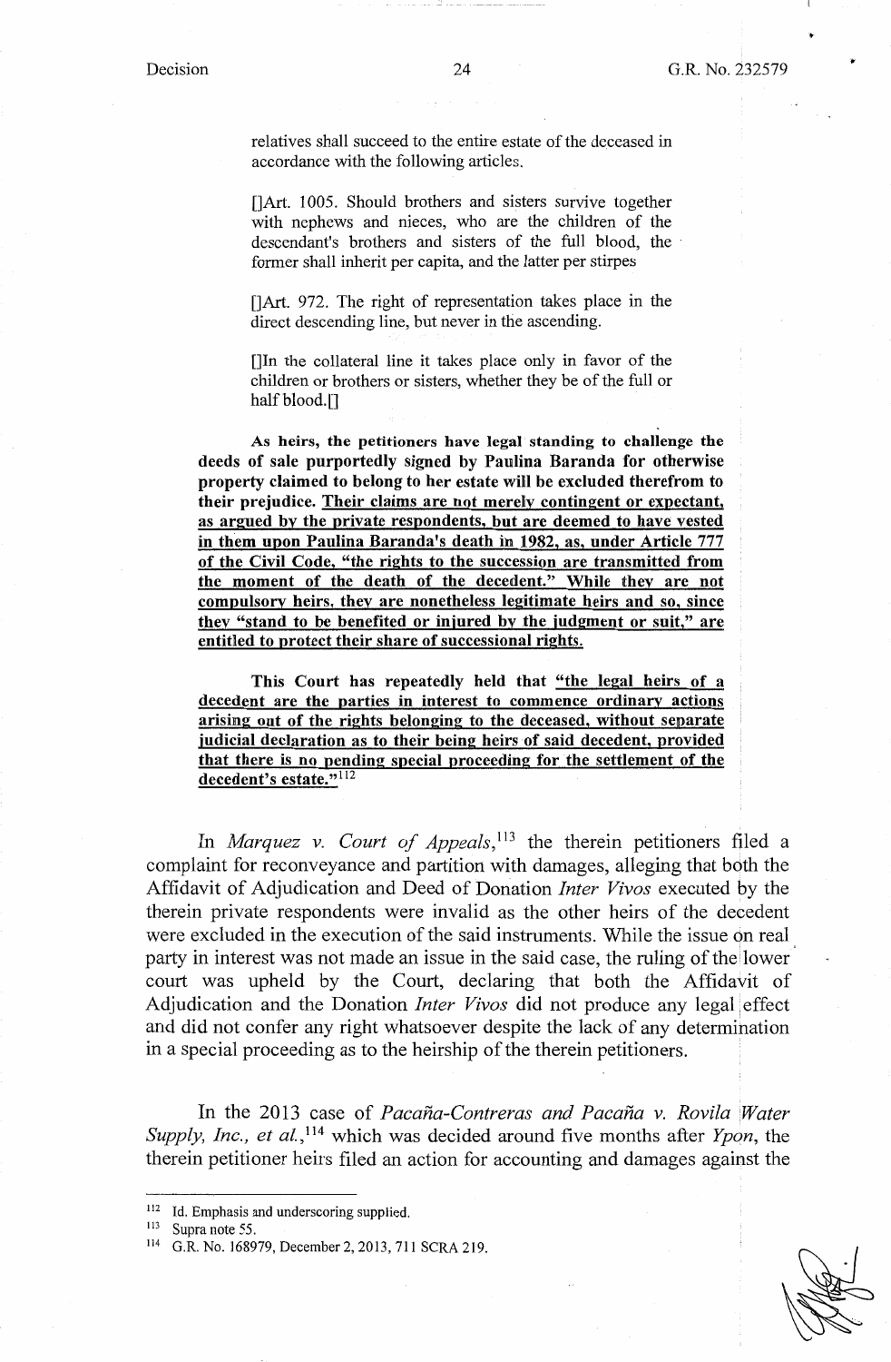relatives shall succeed to the entire estate of the deceased in accordance with the following articles.

[]Art. 1005. Should brothers and sisters survive together with nephews and nieces, who are the children of the descendant's brothers and sisters of the full blood, the former shall inherit per capita, and the latter per stirpes

[]Art. 972. The right of representation takes place in the direct descending line, but never in the ascending.

[]In the collateral line it takes place only in favor of the children or brothers or sisters, whether they be of the full or half blood.[]

**As heirs, the petitioners have legal standing to challenge the deeds of sale purportedly signed by Paulina Baranda for otherwise property claimed to belong to her estate will be excluded therefrom to their prejudice. <u>Their claims are not merely contingent or expectant, as argued by the private respondents, but are deemed to have vested in them upon Paulina Baranda's death in 1982, as, under Article 777 of the Civil Code, "the rights to the succession are transmitted from the moment of the death of the decedent." While they are not compulsory heirs, they are nonetheless legitimate heirs and so, since they "stand to be benefited or injured by the judgment or suit," are entitled to protect their share of successional rights.</u>**

**This Court has repeatedly held that <u>"the legal heirs of a decedent are the parties in interest to commence ordinary actions arising out of the rights belonging to the deceased, without separate judicial declaration as to their being heirs of said decedent, provided that there is no pending special proceeding for the settlement of the decedent's estate."</u>**[112]

In *Marquez v. Court of Appeals*,[113] the therein petitioners filed a complaint for reconveyance and partition with damages, alleging that both the Affidavit of Adjudication and Deed of Donation *Inter Vivos* executed by the therein private respondents were invalid as the other heirs of the decedent were excluded in the execution of the said instruments. While the issue on real party in interest was not made an issue in the said case, the ruling of the lower court was upheld by the Court, declaring that both the Affidavit of Adjudication and the Donation *Inter Vivos* did not produce any legal effect and did not confer any right whatsoever despite the lack of any determination in a special proceeding as to the heirship of the therein petitioners.

In the 2013 case of *Pacaña-Contreras and Pacaña v. Rovila Water Supply, Inc., et al.*,[114] which was decided around five months after *Ypon*, the therein petitioner heirs filed an action for accounting and damages against the

---

[112] Id. Emphasis and underscoring supplied.

[113] Supra note 55.

[114] G.R. No. 168979, December 2, 2013, 711 SCRA 219.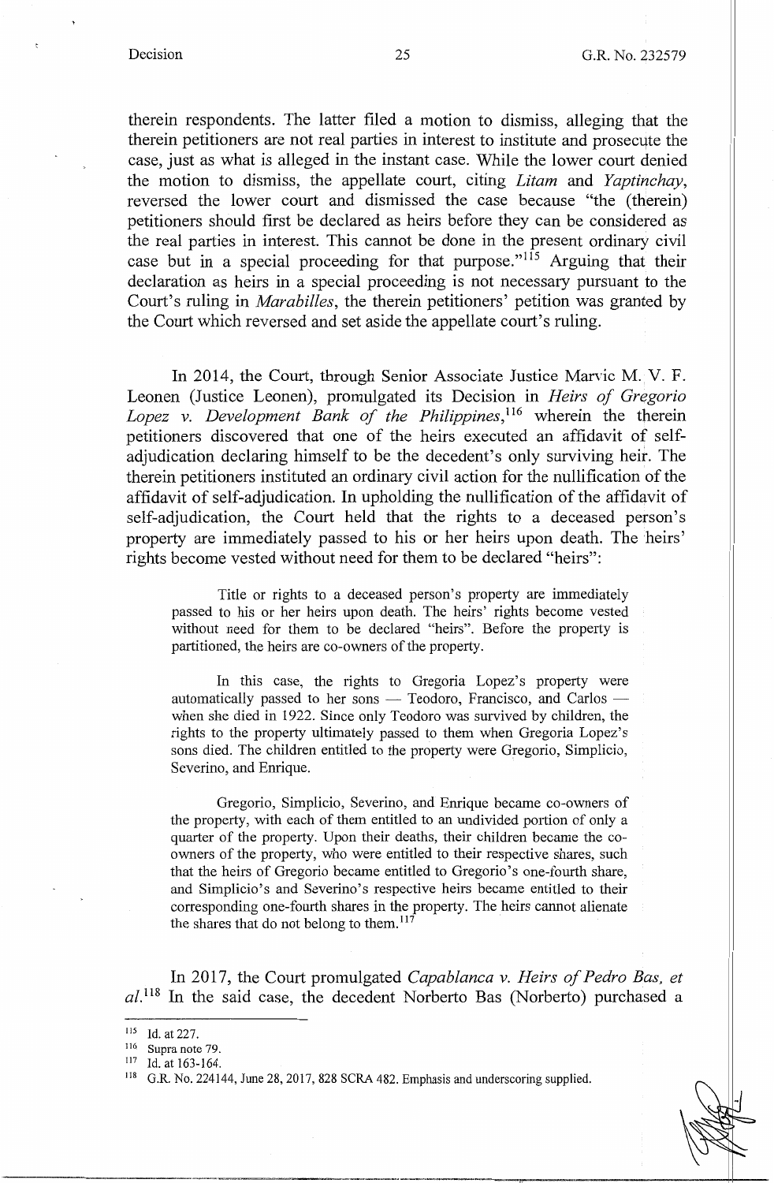therein respondents. The latter filed a motion to dismiss, alleging that the therein petitioners are not real parties in interest to institute and prosecute the case, just as what is alleged in the instant case. While the lower court denied the motion to dismiss, the appellate court, citing *Litam* and *Yaptinchay*, reversed the lower court and dismissed the case because "the (therein) petitioners should first be declared as heirs before they can be considered as the real parties in interest. This cannot be done in the present ordinary civil case but in a special proceeding for that purpose."[115] Arguing that their declaration as heirs in a special proceeding is not necessary pursuant to the Court's ruling in *Marabilles*, the therein petitioners' petition was granted by the Court which reversed and set aside the appellate court's ruling.

In 2014, the Court, through Senior Associate Justice Marvic M. V. F. Leonen (Justice Leonen), promulgated its Decision in *Heirs of Gregorio Lopez v. Development Bank of the Philippines*,[116] wherein the therein petitioners discovered that one of the heirs executed an affidavit of self-adjudication declaring himself to be the decedent's only surviving heir. The therein petitioners instituted an ordinary civil action for the nullification of the affidavit of self-adjudication. In upholding the nullification of the affidavit of self-adjudication, the Court held that the rights to a deceased person's property are immediately passed to his or her heirs upon death. The heirs' rights become vested without need for them to be declared "heirs":

> Title or rights to a deceased person's property are immediately passed to his or her heirs upon death. The heirs' rights become vested without need for them to be declared "heirs". Before the property is partitioned, the heirs are co-owners of the property.
>
> In this case, the rights to Gregoria Lopez's property were automatically passed to her sons — Teodoro, Francisco, and Carlos — when she died in 1922. Since only Teodoro was survived by children, the rights to the property ultimately passed to them when Gregoria Lopez's sons died. The children entitled to the property were Gregorio, Simplicio, Severino, and Enrique.
>
> Gregorio, Simplicio, Severino, and Enrique became co-owners of the property, with each of them entitled to an undivided portion of only a quarter of the property. Upon their deaths, their children became the co-owners of the property, who were entitled to their respective shares, such that the heirs of Gregorio became entitled to Gregorio's one-fourth share, and Simplicio's and Severino's respective heirs became entitled to their corresponding one-fourth shares in the property. The heirs cannot alienate the shares that do not belong to them.[117]

In 2017, the Court promulgated *Capablanca v. Heirs of Pedro Bas, et al.*[118] In the said case, the decedent Norberto Bas (Norberto) purchased a

---

[115] Id. at 227.

[116] Supra note 79.

[117] Id. at 163-164.

[118] G.R. No. 224144, June 28, 2017, 828 SCRA 482. Emphasis and underscoring supplied.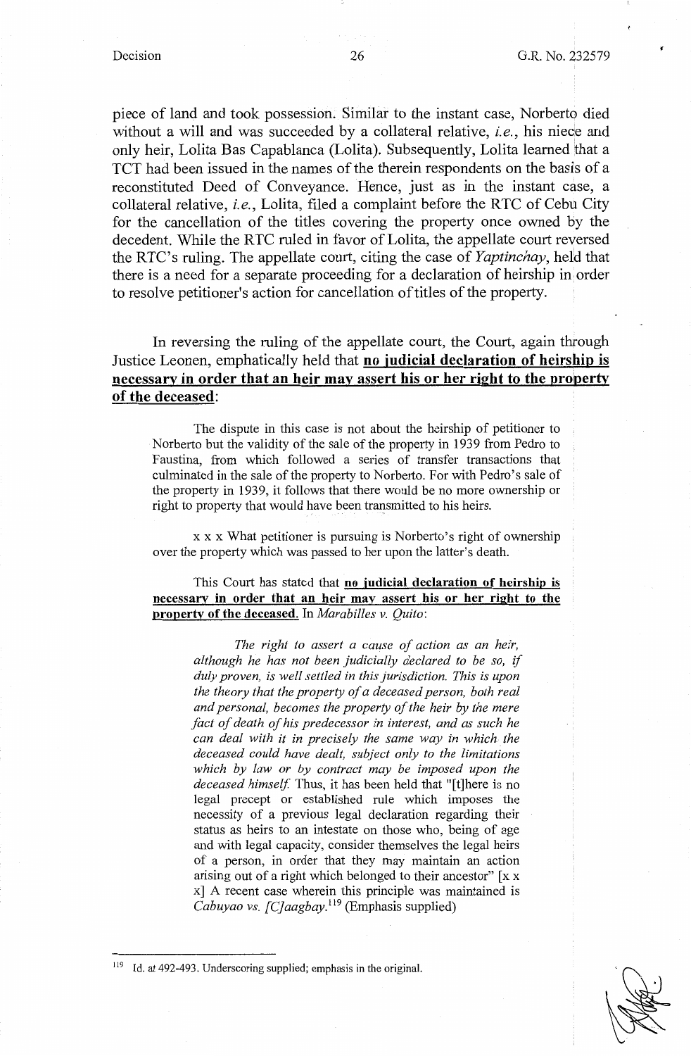piece of land and took possession. Similar to the instant case, Norberto died without a will and was succeeded by a collateral relative, *i.e.*, his niece and only heir, Lolita Bas Capablanca (Lolita). Subsequently, Lolita learned that a TCT had been issued in the names of the therein respondents on the basis of a reconstituted Deed of Conveyance. Hence, just as in the instant case, a collateral relative, *i.e.*, Lolita, filed a complaint before the RTC of Cebu City for the cancellation of the titles covering the property once owned by the decedent. While the RTC ruled in favor of Lolita, the appellate court reversed the RTC's ruling. The appellate court, citing the case of *Yaptinchay*, held that there is a need for a separate proceeding for a declaration of heirship in order to resolve petitioner's action for cancellation of titles of the property.

In reversing the ruling of the appellate court, the Court, again through Justice Leonen, emphatically held that **no judicial declaration of heirship is necessary in order that an heir may assert his or her right to the property of the deceased**:

> The dispute in this case is not about the heirship of petitioner to Norberto but the validity of the sale of the property in 1939 from Pedro to Faustina, from which followed a series of transfer transactions that culminated in the sale of the property to Norberto. For with Pedro's sale of the property in 1939, it follows that there would be no more ownership or right to property that would have been transmitted to his heirs.
>
> x x x What petitioner is pursuing is Norberto's right of ownership over the property which was passed to her upon the latter's death.
>
> This Court has stated that **no judicial declaration of heirship is necessary in order that an heir may assert his or her right to the property of the deceased.** In *Marabilles v. Quito*:
>
>> *The right to assert a cause of action as an heir, although he has not been judicially declared to be so, if duly proven, is well settled in this jurisdiction. This is upon the theory that the property of a deceased person, both real and personal, becomes the property of the heir by the mere fact of death of his predecessor in interest, and as such he can deal with it in precisely the same way in which the deceased could have dealt, subject only to the limitations which by law or by contract may be imposed upon the deceased himself.* Thus, it has been held that "[t]here is no legal precept or established rule which imposes the necessity of a previous legal declaration regarding their status as heirs to an intestate on those who, being of age and with legal capacity, consider themselves the legal heirs of a person, in order that they may maintain an action arising out of a right which belonged to their ancestor" [x x x] A recent case wherein this principle was maintained is *Cabuyao vs. [C]aagbay.*[119] (Emphasis supplied)

---

[119] Id. at 492-493. Underscoring supplied; emphasis in the original.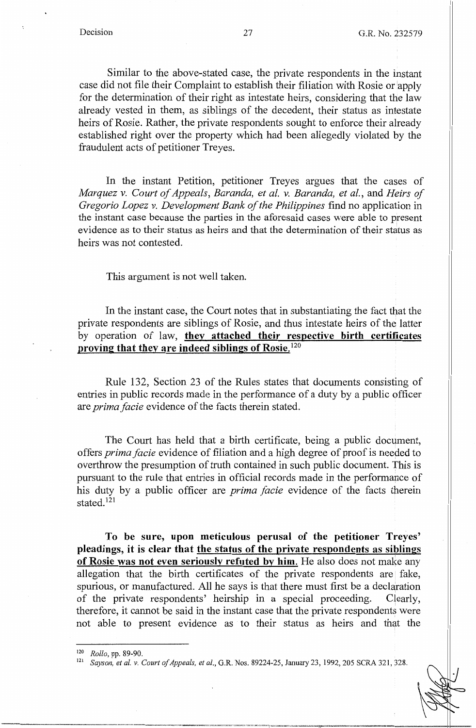Similar to the above-stated case, the private respondents in the instant case did not file their Complaint to establish their filiation with Rosie or apply for the determination of their right as intestate heirs, considering that the law already vested in them, as siblings of the decedent, their status as intestate heirs of Rosie. Rather, the private respondents sought to enforce their already established right over the property which had been allegedly violated by the fraudulent acts of petitioner Treyes.

In the instant Petition, petitioner Treyes argues that the cases of *Marquez v. Court of Appeals*, *Baranda, et al. v. Baranda, et al.*, and *Heirs of Gregorio Lopez v. Development Bank of the Philippines* find no application in the instant case because the parties in the aforesaid cases were able to present evidence as to their status as heirs and that the determination of their status as heirs was not contested.

This argument is not well taken.

In the instant case, the Court notes that in substantiating the fact that the private respondents are siblings of Rosie, and thus intestate heirs of the latter by operation of law, **they attached their respective birth certificates proving that they are indeed siblings of Rosie.**[120]

Rule 132, Section 23 of the Rules states that documents consisting of entries in public records made in the performance of a duty by a public officer are *prima facie* evidence of the facts therein stated.

The Court has held that a birth certificate, being a public document, offers *prima facie* evidence of filiation and a high degree of proof is needed to overthrow the presumption of truth contained in such public document. This is pursuant to the rule that entries in official records made in the performance of his duty by a public officer are *prima facie* evidence of the facts therein stated.[121]

**To be sure, upon meticulous perusal of the petitioner Treyes' pleadings, it is clear that the status of the private respondents as siblings of Rosie was not even seriously refuted by him.** He also does not make any allegation that the birth certificates of the private respondents are fake, spurious, or manufactured. All he says is that there must first be a declaration of the private respondents' heirship in a special proceeding. Clearly, therefore, it cannot be said in the instant case that the private respondents were not able to present evidence as to their status as heirs and that the

---

[120] *Rollo*, pp. 89-90.

[121] *Sayson, et al. v. Court of Appeals, et al.*, G.R. Nos. 89224-25, January 23, 1992, 205 SCRA 321, 328.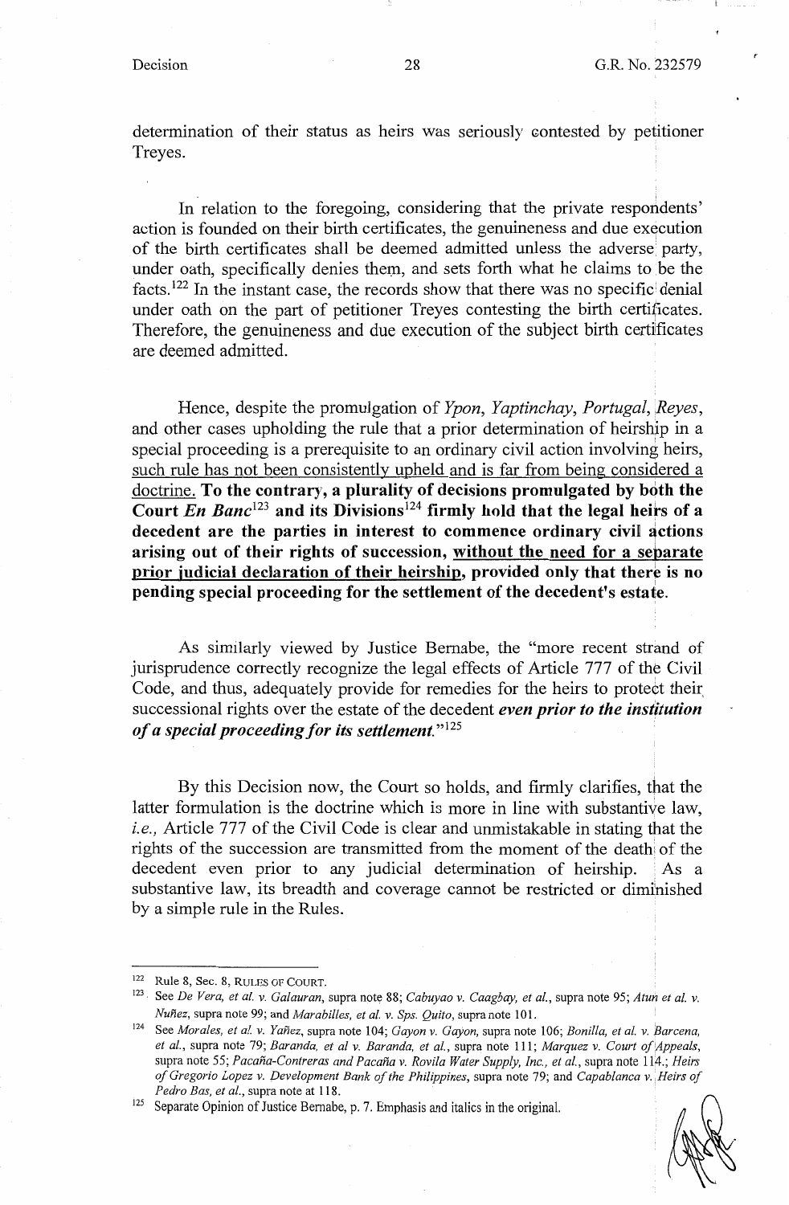determination of their status as heirs was seriously contested by petitioner Treyes.

In relation to the foregoing, considering that the private respondents' action is founded on their birth certificates, the genuineness and due execution of the birth certificates shall be deemed admitted unless the adverse party, under oath, specifically denies them, and sets forth what he claims to be the facts.[122] In the instant case, the records show that there was no specific denial under oath on the part of petitioner Treyes contesting the birth certificates. Therefore, the genuineness and due execution of the subject birth certificates are deemed admitted.

Hence, despite the promulgation of *Ypon*, *Yaptinchay*, *Portugal*, *Reyes*, and other cases upholding the rule that a prior determination of heirship in a special proceeding is a prerequisite to an ordinary civil action involving heirs, <u>such rule has not been consistently upheld</u> and is far from being considered a doctrine. **To the contrary, a plurality of decisions promulgated by both the Court *En Banc*[123] and its Divisions[124] firmly hold that the legal heirs of a decedent are the parties in interest to commence ordinary civil actions arising out of their rights of succession, <u>without the need for a separate prior judicial declaration of their heirship</u>, provided only that there is no pending special proceeding for the settlement of the decedent's estate.**

As similarly viewed by Justice Bernabe, the "more recent strand of jurisprudence correctly recognize the legal effects of Article 777 of the Civil Code, and thus, adequately provide for remedies for the heirs to protect their successional rights over the estate of the decedent ***even prior to the institution of a special proceeding for its settlement.***"[125]

By this Decision now, the Court so holds, and firmly clarifies, that the latter formulation is the doctrine which is more in line with substantive law, *i.e.,* Article 777 of the Civil Code is clear and unmistakable in stating that the rights of the succession are transmitted from the moment of the death of the decedent even prior to any judicial determination of heirship. As a substantive law, its breadth and coverage cannot be restricted or diminished by a simple rule in the Rules.

---

[122] Rule 8, Sec. 8, RULES OF COURT.

[123] See *De Vera, et al. v. Galauran*, supra note 88; *Cabuyao v. Caagbay, et al.*, supra note 95; *Atun et al. v. Nuñez*, supra note 99; and *Marabilles, et al. v. Sps. Quito*, supra note 101.

[124] See *Morales, et al. v. Yañez*, supra note 104; *Gayon v. Gayon*, supra note 106; *Bonilla, et al. v. Barcena, et al.*, supra note 79; *Baranda, et al v. Baranda, et al.*, supra note 111; *Marquez v. Court of Appeals*, supra note 55; *Pacaña-Contreras and Pacaña v. Rovila Water Supply, Inc., et al.*, supra note 114.; *Heirs of Gregorio Lopez v. Development Bank of the Philippines*, supra note 79; and *Capablanca v. Heirs of Pedro Bas, et al.*, supra note at 118.

[125] Separate Opinion of Justice Bernabe, p. 7. Emphasis and italics in the original.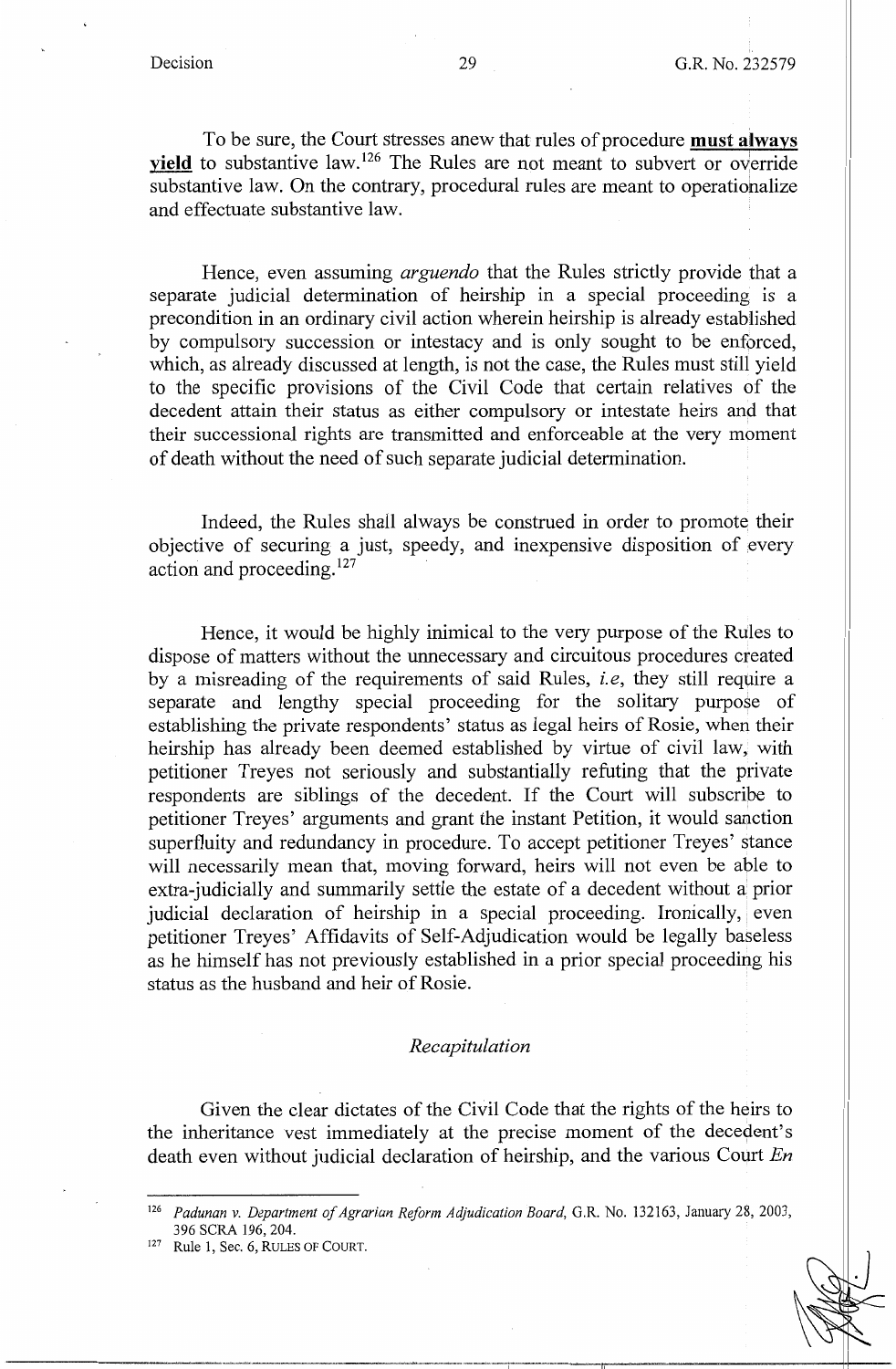To be sure, the Court stresses anew that rules of procedure **must always yield** to substantive law.[126] The Rules are not meant to subvert or override substantive law. On the contrary, procedural rules are meant to operationalize and effectuate substantive law.

Hence, even assuming *arguendo* that the Rules strictly provide that a separate judicial determination of heirship in a special proceeding is a precondition in an ordinary civil action wherein heirship is already established by compulsory succession or intestacy and is only sought to be enforced, which, as already discussed at length, is not the case, the Rules must still yield to the specific provisions of the Civil Code that certain relatives of the decedent attain their status as either compulsory or intestate heirs and that their successional rights are transmitted and enforceable at the very moment of death without the need of such separate judicial determination.

Indeed, the Rules shall always be construed in order to promote their objective of securing a just, speedy, and inexpensive disposition of every action and proceeding.[127]

Hence, it would be highly inimical to the very purpose of the Rules to dispose of matters without the unnecessary and circuitous procedures created by a misreading of the requirements of said Rules, *i.e*, they still require a separate and lengthy special proceeding for the solitary purpose of establishing the private respondents' status as legal heirs of Rosie, when their heirship has already been deemed established by virtue of civil law, with petitioner Treyes not seriously and substantially refuting that the private respondents are siblings of the decedent. If the Court will subscribe to petitioner Treyes' arguments and grant the instant Petition, it would sanction superfluity and redundancy in procedure. To accept petitioner Treyes' stance will necessarily mean that, moving forward, heirs will not even be able to extra-judicially and summarily settle the estate of a decedent without a prior judicial declaration of heirship in a special proceeding. Ironically, even petitioner Treyes' Affidavits of Self-Adjudication would be legally baseless as he himself has not previously established in a prior special proceeding his status as the husband and heir of Rosie.

*Recapitulation*

Given the clear dictates of the Civil Code that the rights of the heirs to the inheritance vest immediately at the precise moment of the decedent's death even without judicial declaration of heirship, and the various Court *En*

---

[126] *Padunan v. Department of Agrarian Reform Adjudication Board*, G.R. No. 132163, January 28, 2003, 396 SCRA 196, 204.

[127] Rule 1, Sec. 6, RULES OF COURT.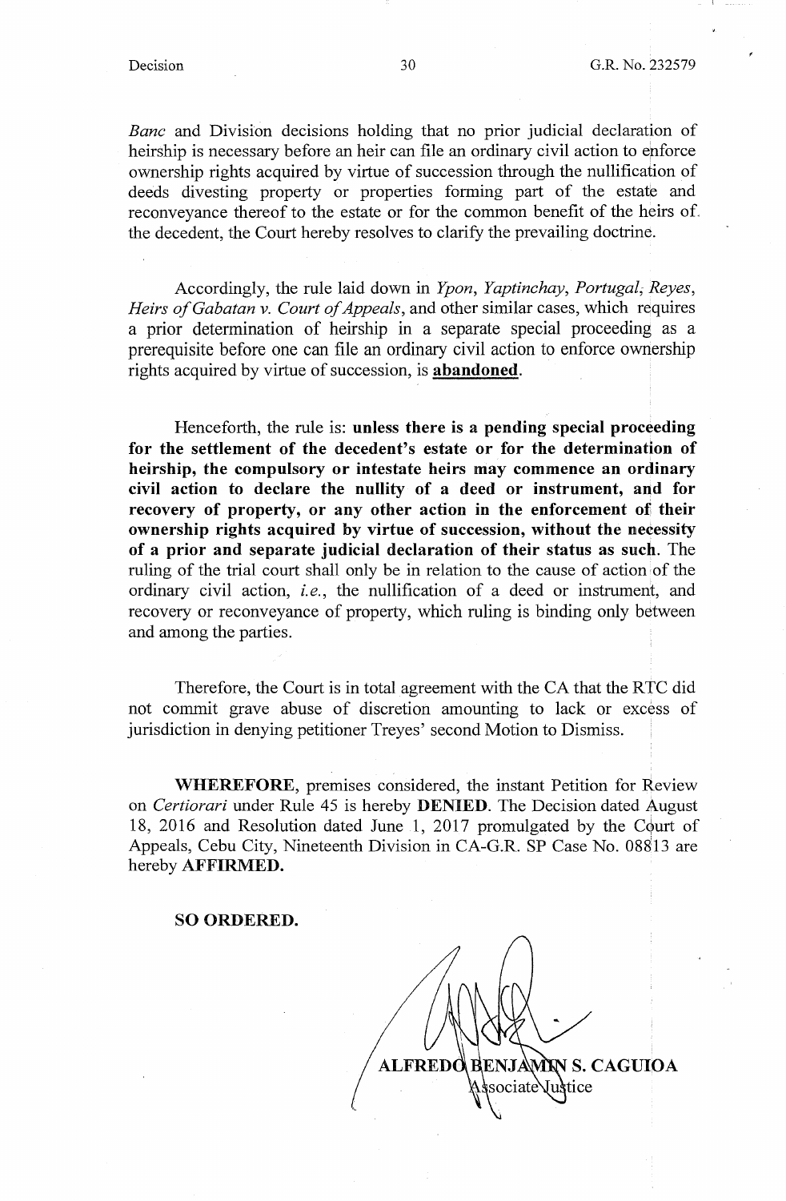*Banc* and Division decisions holding that no prior judicial declaration of heirship is necessary before an heir can file an ordinary civil action to enforce ownership rights acquired by virtue of succession through the nullification of deeds divesting property or properties forming part of the estate and reconveyance thereof to the estate or for the common benefit of the heirs of the decedent, the Court hereby resolves to clarify the prevailing doctrine.

Accordingly, the rule laid down in *Ypon*, *Yaptinchay*, *Portugal*, *Reyes*, *Heirs of Gabatan v. Court of Appeals*, and other similar cases, which requires a prior determination of heirship in a separate special proceeding as a prerequisite before one can file an ordinary civil action to enforce ownership rights acquired by virtue of succession, is **abandoned**.

Henceforth, the rule is: **unless there is a pending special proceeding for the settlement of the decedent's estate or for the determination of heirship, the compulsory or intestate heirs may commence an ordinary civil action to declare the nullity of a deed or instrument, and for recovery of property, or any other action in the enforcement of their ownership rights acquired by virtue of succession, without the necessity of a prior and separate judicial declaration of their status as such**. The ruling of the trial court shall only be in relation to the cause of action of the ordinary civil action, *i.e.*, the nullification of a deed or instrument, and recovery or reconveyance of property, which ruling is binding only between and among the parties.

Therefore, the Court is in total agreement with the CA that the RTC did not commit grave abuse of discretion amounting to lack or excess of jurisdiction in denying petitioner Treyes' second Motion to Dismiss.

**WHEREFORE**, premises considered, the instant Petition for Review on *Certiorari* under Rule 45 is hereby **DENIED**. The Decision dated August 18, 2016 and Resolution dated June 1, 2017 promulgated by the Court of Appeals, Cebu City, Nineteenth Division in CA-G.R. SP Case No. 08813 are hereby **AFFIRMED.**

**SO ORDERED.**

**ALFREDO BENJAMIN S. CAGUIOA**
Associate Justice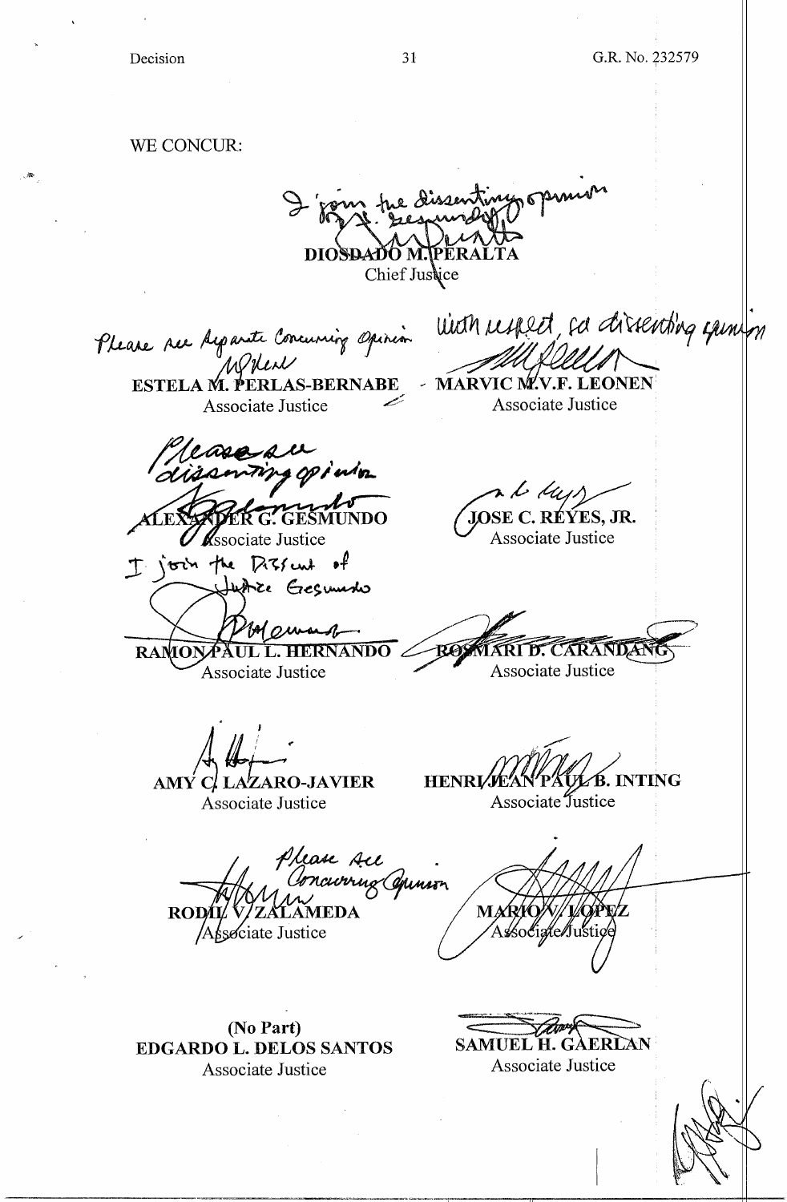WE CONCUR:

I join the dissenting opinion of J. Gesmundo

**DIOSDADO M. PERALTA**
Chief Justice

Please see separate Concurring Opinion

**ESTELA M. PERLAS-BERNABE**
Associate Justice

With respect, see dissenting opinion

**MARVIC M.V.F. LEONEN**
Associate Justice

Please see dissenting opinion

**ALEXANDER G. GESMUNDO**
Associate Justice

**JOSE C. REYES, JR.**
Associate Justice

I join the Dissent of Justice Gesmundo

**RAMON PAUL L. HERNANDO**
Associate Justice

**ROSMARI D. CARANDANG**
Associate Justice

**AMY C. LAZARO-JAVIER**
Associate Justice

**HENRI JEAN PAUL B. INTING**
Associate Justice

Please see Concurring Opinion

**RODIL V. ZALAMEDA**
Associate Justice

**MARIO V. LOPEZ**
Associate Justice

**(No Part)**
**EDGARDO L. DELOS SANTOS**
Associate Justice

**SAMUEL H. GAERLAN**
Associate Justice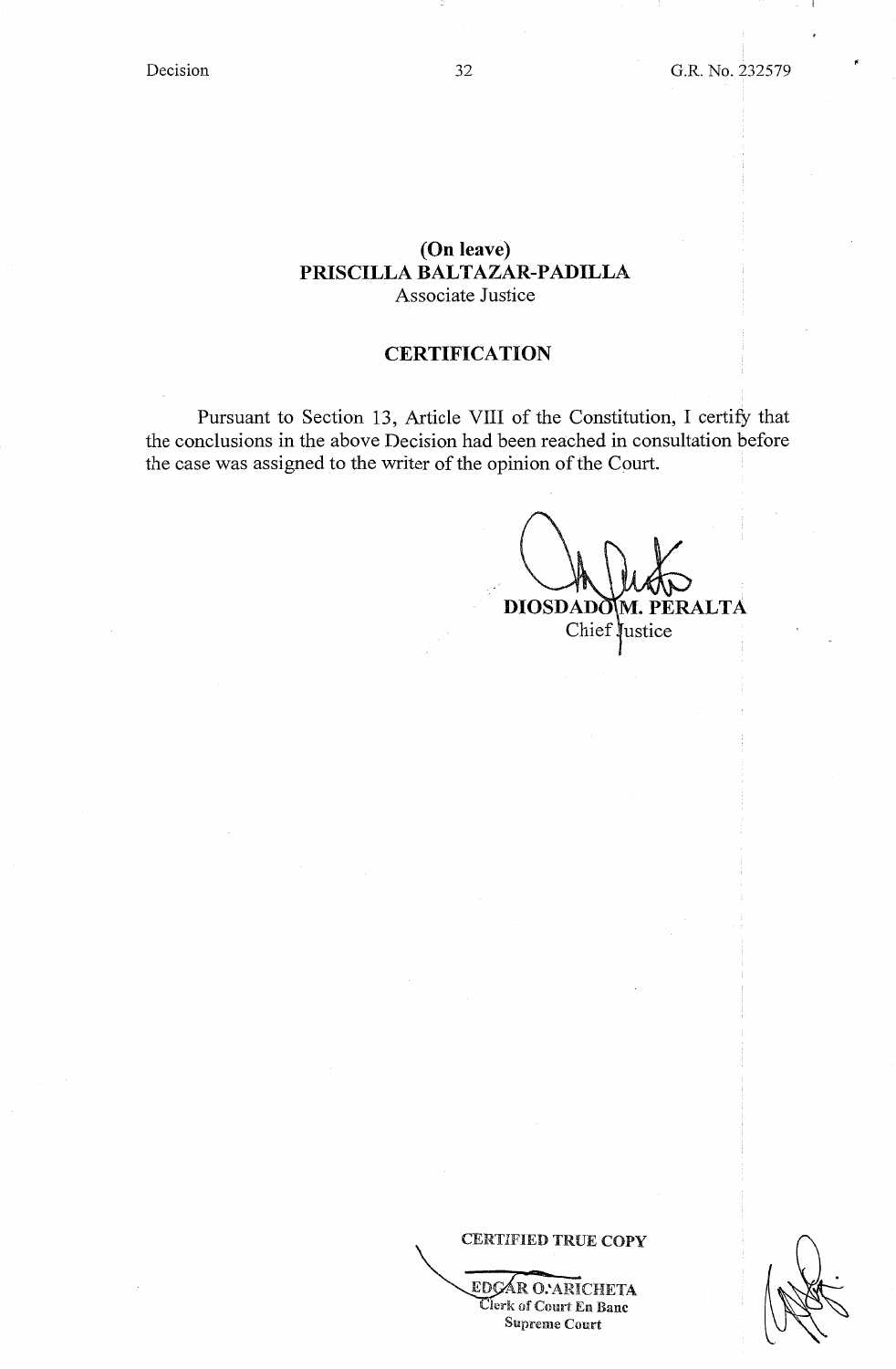**(On leave)**
**PRISCILLA BALTAZAR-PADILLA**
Associate Justice

## CERTIFICATION

Pursuant to Section 13, Article VIII of the Constitution, I certify that the conclusions in the above Decision had been reached in consultation before the case was assigned to the writer of the opinion of the Court.

**DIOSDADO M. PERALTA**
Chief Justice

CERTIFIED TRUE COPY

EDGAR O. ARICHETA
Clerk of Court En Banc
Supreme Court